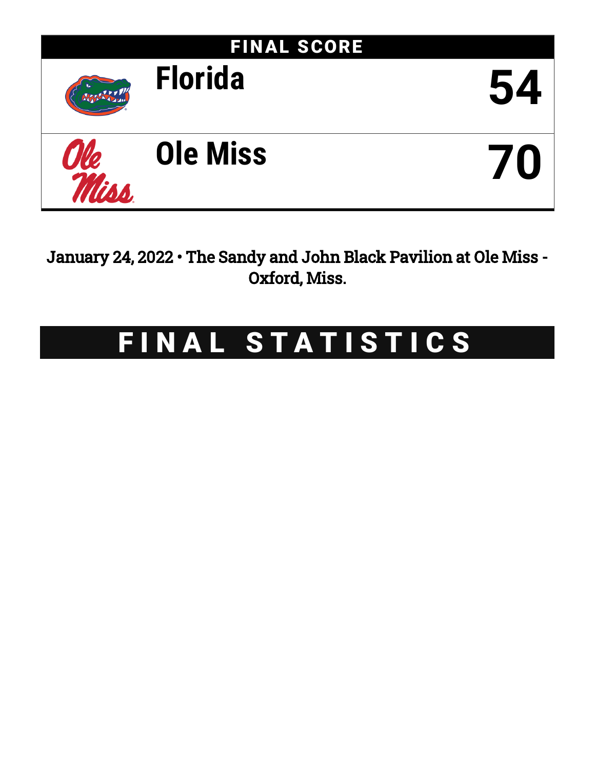## FINAL SCORE

| Team | Score |
|---|---|
| Florida | 54 |
| Ole Miss | 70 |

January 24, 2022 • The Sandy and John Black Pavilion at Ole Miss - Oxford, Miss.

# FINAL STATISTICS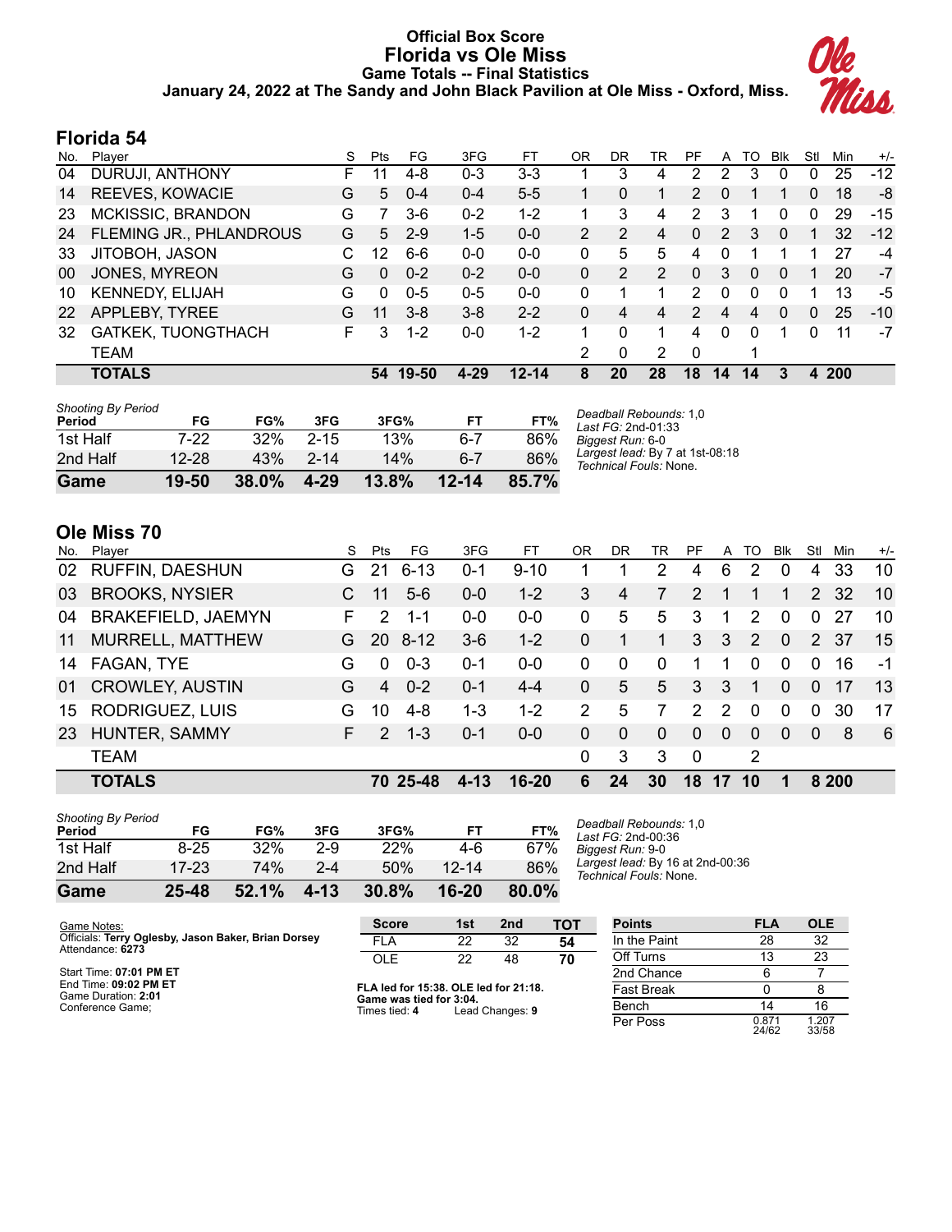# Official Box Score
# Florida vs Ole Miss
### Game Totals -- Final Statistics
### January 24, 2022 at The Sandy and John Black Pavilion at Ole Miss - Oxford, Miss.

## Florida 54

| No. | Player | S | Pts | FG | 3FG | FT | OR | DR | TR | PF | A | TO | Blk | Stl | Min | +/- |
|---|---|---|---|---|---|---|---|---|---|---|---|---|---|---|---|---|
| 04 | DURUJI, ANTHONY | F | 11 | 4-8 | 0-3 | 3-3 | 1 | 3 | 4 | 2 | 2 | 3 | 0 | 0 | 25 | -12 |
| 14 | REEVES, KOWACIE | G | 5 | 0-4 | 0-4 | 5-5 | 1 | 0 | 1 | 2 | 0 | 1 | 1 | 0 | 18 | -8 |
| 23 | MCKISSIC, BRANDON | G | 7 | 3-6 | 0-2 | 1-2 | 1 | 3 | 4 | 2 | 3 | 1 | 0 | 0 | 29 | -15 |
| 24 | FLEMING JR., PHLANDROUS | G | 5 | 2-9 | 1-5 | 0-0 | 2 | 2 | 4 | 0 | 2 | 3 | 0 | 1 | 32 | -12 |
| 33 | JITOBOH, JASON | C | 12 | 6-6 | 0-0 | 0-0 | 0 | 5 | 5 | 4 | 0 | 1 | 1 | 1 | 27 | -4 |
| 00 | JONES, MYREON | G | 0 | 0-2 | 0-2 | 0-0 | 0 | 2 | 2 | 0 | 3 | 0 | 0 | 1 | 20 | -7 |
| 10 | KENNEDY, ELIJAH | G | 0 | 0-5 | 0-5 | 0-0 | 0 | 1 | 1 | 2 | 0 | 0 | 0 | 1 | 13 | -5 |
| 22 | APPLEBY, TYREE | G | 11 | 3-8 | 3-8 | 2-2 | 0 | 4 | 4 | 2 | 4 | 4 | 0 | 0 | 25 | -10 |
| 32 | GATKEK, TUONGTHACH | F | 3 | 1-2 | 0-0 | 1-2 | 1 | 0 | 1 | 4 | 0 | 0 | 1 | 0 | 11 | -7 |
| | TEAM | | | | | | 2 | 0 | 2 | 0 | | 1 | | | | |
| | **TOTALS** | | **54** | **19-50** | **4-29** | **12-14** | **8** | **20** | **28** | **18** | **14** | **14** | **3** | **4** | **200** | |

*Shooting By Period*

| Period | FG | FG% | 3FG | 3FG% | FT | FT% |
|---|---|---|---|---|---|---|
| 1st Half | 7-22 | 32% | 2-15 | 13% | 6-7 | 86% |
| 2nd Half | 12-28 | 43% | 2-14 | 14% | 6-7 | 86% |
| **Game** | **19-50** | **38.0%** | **4-29** | **13.8%** | **12-14** | **85.7%** |

*Deadball Rebounds:* 1,0
*Last FG:* 2nd-01:33
*Biggest Run:* 6-0
*Largest lead:* By 7 at 1st-08:18
*Technical Fouls:* None.

## Ole Miss 70

| No. | Player | S | Pts | FG | 3FG | FT | OR | DR | TR | PF | A | TO | Blk | Stl | Min | +/- |
|---|---|---|---|---|---|---|---|---|---|---|---|---|---|---|---|---|
| 02 | RUFFIN, DAESHUN | G | 21 | 6-13 | 0-1 | 9-10 | 1 | 1 | 2 | 4 | 6 | 2 | 0 | 4 | 33 | 10 |
| 03 | BROOKS, NYSIER | C | 11 | 5-6 | 0-0 | 1-2 | 3 | 4 | 7 | 2 | 1 | 1 | 1 | 2 | 32 | 10 |
| 04 | BRAKEFIELD, JAEMYN | F | 2 | 1-1 | 0-0 | 0-0 | 0 | 5 | 5 | 3 | 1 | 2 | 0 | 0 | 27 | 10 |
| 11 | MURRELL, MATTHEW | G | 20 | 8-12 | 3-6 | 1-2 | 0 | 1 | 1 | 3 | 3 | 2 | 0 | 2 | 37 | 15 |
| 14 | FAGAN, TYE | G | 0 | 0-3 | 0-1 | 0-0 | 0 | 0 | 0 | 1 | 1 | 0 | 0 | 0 | 16 | -1 |
| 01 | CROWLEY, AUSTIN | G | 4 | 0-2 | 0-1 | 4-4 | 0 | 5 | 5 | 3 | 3 | 1 | 0 | 0 | 17 | 13 |
| 15 | RODRIGUEZ, LUIS | G | 10 | 4-8 | 1-3 | 1-2 | 2 | 5 | 7 | 2 | 2 | 0 | 0 | 0 | 30 | 17 |
| 23 | HUNTER, SAMMY | F | 2 | 1-3 | 0-1 | 0-0 | 0 | 0 | 0 | 0 | 0 | 0 | 0 | 0 | 8 | 6 |
| | TEAM | | | | | | 0 | 3 | 3 | 0 | | 2 | | | | |
| | **TOTALS** | | **70** | **25-48** | **4-13** | **16-20** | **6** | **24** | **30** | **18** | **17** | **10** | **1** | **8** | **200** | |

*Shooting By Period*

| Period | FG | FG% | 3FG | 3FG% | FT | FT% |
|---|---|---|---|---|---|---|
| 1st Half | 8-25 | 32% | 2-9 | 22% | 4-6 | 67% |
| 2nd Half | 17-23 | 74% | 2-4 | 50% | 12-14 | 86% |
| **Game** | **25-48** | **52.1%** | **4-13** | **30.8%** | **16-20** | **80.0%** |

*Deadball Rebounds:* 1,0
*Last FG:* 2nd-00:36
*Biggest Run:* 9-0
*Largest lead:* By 16 at 2nd-00:36
*Technical Fouls:* None.

Game Notes:
Officials: **Terry Oglesby, Jason Baker, Brian Dorsey**
Attendance: **6273**

Start Time: **07:01 PM ET**
End Time: **09:02 PM ET**
Game Duration: **2:01**
Conference Game;

| Score | 1st | 2nd | TOT |
|---|---|---|---|
| FLA | 22 | 32 | **54** |
| OLE | 22 | 48 | **70** |

**FLA led for 15:38. OLE led for 21:18.**
**Game was tied for 3:04.**
Times tied: **4** Lead Changes: **9**

| Points | FLA | OLE |
|---|---|---|
| In the Paint | 28 | 32 |
| Off Turns | 13 | 23 |
| 2nd Chance | 6 | 7 |
| Fast Break | 0 | 8 |
| Bench | 14 | 16 |
| Per Poss | 0.871 24/62 | 1.207 33/58 |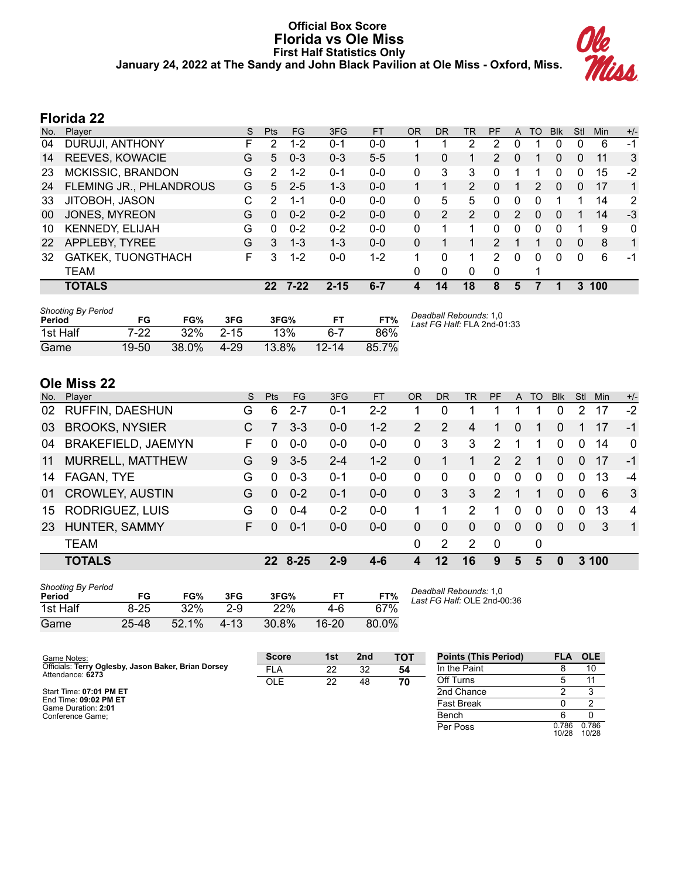# Official Box Score
## Florida vs Ole Miss
### First Half Statistics Only
**January 24, 2022 at The Sandy and John Black Pavilion at Ole Miss - Oxford, Miss.**

## Florida 22

| No. | Player | S | Pts | FG | 3FG | FT | OR | DR | TR | PF | A | TO | Blk | Stl | Min | +/- |
|---|---|---|---|---|---|---|---|---|---|---|---|---|---|---|---|---|
| 04 | DURUJI, ANTHONY | F | 2 | 1-2 | 0-1 | 0-0 | 1 | 1 | 2 | 2 | 0 | 1 | 0 | 0 | 6 | -1 |
| 14 | REEVES, KOWACIE | G | 5 | 0-3 | 0-3 | 5-5 | 1 | 0 | 1 | 2 | 0 | 1 | 0 | 0 | 11 | 3 |
| 23 | MCKISSIC, BRANDON | G | 2 | 1-2 | 0-1 | 0-0 | 0 | 3 | 3 | 0 | 1 | 1 | 0 | 0 | 15 | -2 |
| 24 | FLEMING JR., PHLANDROUS | G | 5 | 2-5 | 1-3 | 0-0 | 1 | 1 | 2 | 0 | 1 | 2 | 0 | 0 | 17 | 1 |
| 33 | JITOBOH, JASON | C | 2 | 1-1 | 0-0 | 0-0 | 0 | 5 | 5 | 0 | 0 | 0 | 1 | 1 | 14 | 2 |
| 00 | JONES, MYREON | G | 0 | 0-2 | 0-2 | 0-0 | 0 | 2 | 2 | 0 | 2 | 0 | 0 | 1 | 14 | -3 |
| 10 | KENNEDY, ELIJAH | G | 0 | 0-2 | 0-2 | 0-0 | 0 | 1 | 1 | 0 | 0 | 0 | 0 | 1 | 9 | 0 |
| 22 | APPLEBY, TYREE | G | 3 | 1-3 | 1-3 | 0-0 | 0 | 1 | 1 | 2 | 1 | 1 | 0 | 0 | 8 | 1 |
| 32 | GATKEK, TUONGTHACH | F | 3 | 1-2 | 0-0 | 1-2 | 1 | 0 | 1 | 2 | 0 | 0 | 0 | 0 | 6 | -1 |
| | TEAM | | | | | | 0 | 0 | 0 | 0 | | 1 | | | | |
| | **TOTALS** | | **22** | **7-22** | **2-15** | **6-7** | **4** | **14** | **18** | **8** | **5** | **7** | **1** | **3** | **100** | |

*Shooting By Period*

| Period | FG | FG% | 3FG | 3FG% | FT | FT% |
|---|---|---|---|---|---|---|
| 1st Half | 7-22 | 32% | 2-15 | 13% | 6-7 | 86% |
| Game | 19-50 | 38.0% | 4-29 | 13.8% | 12-14 | 85.7% |

*Deadball Rebounds:* 1,0
*Last FG Half:* FLA 2nd-01:33

## Ole Miss 22

| No. | Player | S | Pts | FG | 3FG | FT | OR | DR | TR | PF | A | TO | Blk | Stl | Min | +/- |
|---|---|---|---|---|---|---|---|---|---|---|---|---|---|---|---|---|
| 02 | RUFFIN, DAESHUN | G | 6 | 2-7 | 0-1 | 2-2 | 1 | 0 | 1 | 1 | 1 | 1 | 0 | 2 | 17 | -2 |
| 03 | BROOKS, NYSIER | C | 7 | 3-3 | 0-0 | 1-2 | 2 | 2 | 4 | 1 | 0 | 1 | 0 | 1 | 17 | -1 |
| 04 | BRAKEFIELD, JAEMYN | F | 0 | 0-0 | 0-0 | 0-0 | 0 | 3 | 3 | 2 | 1 | 1 | 0 | 0 | 14 | 0 |
| 11 | MURRELL, MATTHEW | G | 9 | 3-5 | 2-4 | 1-2 | 0 | 1 | 1 | 2 | 2 | 1 | 0 | 0 | 17 | -1 |
| 14 | FAGAN, TYE | G | 0 | 0-3 | 0-1 | 0-0 | 0 | 0 | 0 | 0 | 0 | 0 | 0 | 0 | 13 | -4 |
| 01 | CROWLEY, AUSTIN | G | 0 | 0-2 | 0-1 | 0-0 | 0 | 3 | 3 | 2 | 1 | 1 | 0 | 0 | 6 | 3 |
| 15 | RODRIGUEZ, LUIS | G | 0 | 0-4 | 0-2 | 0-0 | 1 | 1 | 2 | 1 | 0 | 0 | 0 | 0 | 13 | 4 |
| 23 | HUNTER, SAMMY | F | 0 | 0-1 | 0-0 | 0-0 | 0 | 0 | 0 | 0 | 0 | 0 | 0 | 0 | 3 | 1 |
| | TEAM | | | | | | 0 | 2 | 2 | 0 | | 0 | | | | |
| | **TOTALS** | | **22** | **8-25** | **2-9** | **4-6** | **4** | **12** | **16** | **9** | **5** | **5** | **0** | **3** | **100** | |

*Shooting By Period*

| Period | FG | FG% | 3FG | 3FG% | FT | FT% |
|---|---|---|---|---|---|---|
| 1st Half | 8-25 | 32% | 2-9 | 22% | 4-6 | 67% |
| Game | 25-48 | 52.1% | 4-13 | 30.8% | 16-20 | 80.0% |

*Deadball Rebounds:* 1,0
*Last FG Half:* OLE 2nd-00:36

Game Notes:
Officials: **Terry Oglesby, Jason Baker, Brian Dorsey**
Attendance: **6273**

Start Time: **07:01 PM ET**
End Time: **09:02 PM ET**
Game Duration: **2:01**
Conference Game;

| Score | 1st | 2nd | TOT |
|---|---|---|---|
| FLA | 22 | 32 | **54** |
| OLE | 22 | 48 | **70** |

| Points (This Period) | FLA | OLE |
|---|---|---|
| In the Paint | 8 | 10 |
| Off Turns | 5 | 11 |
| 2nd Chance | 2 | 3 |
| Fast Break | 0 | 2 |
| Bench | 6 | 0 |
| Per Poss | 0.786 10/28 | 0.786 10/28 |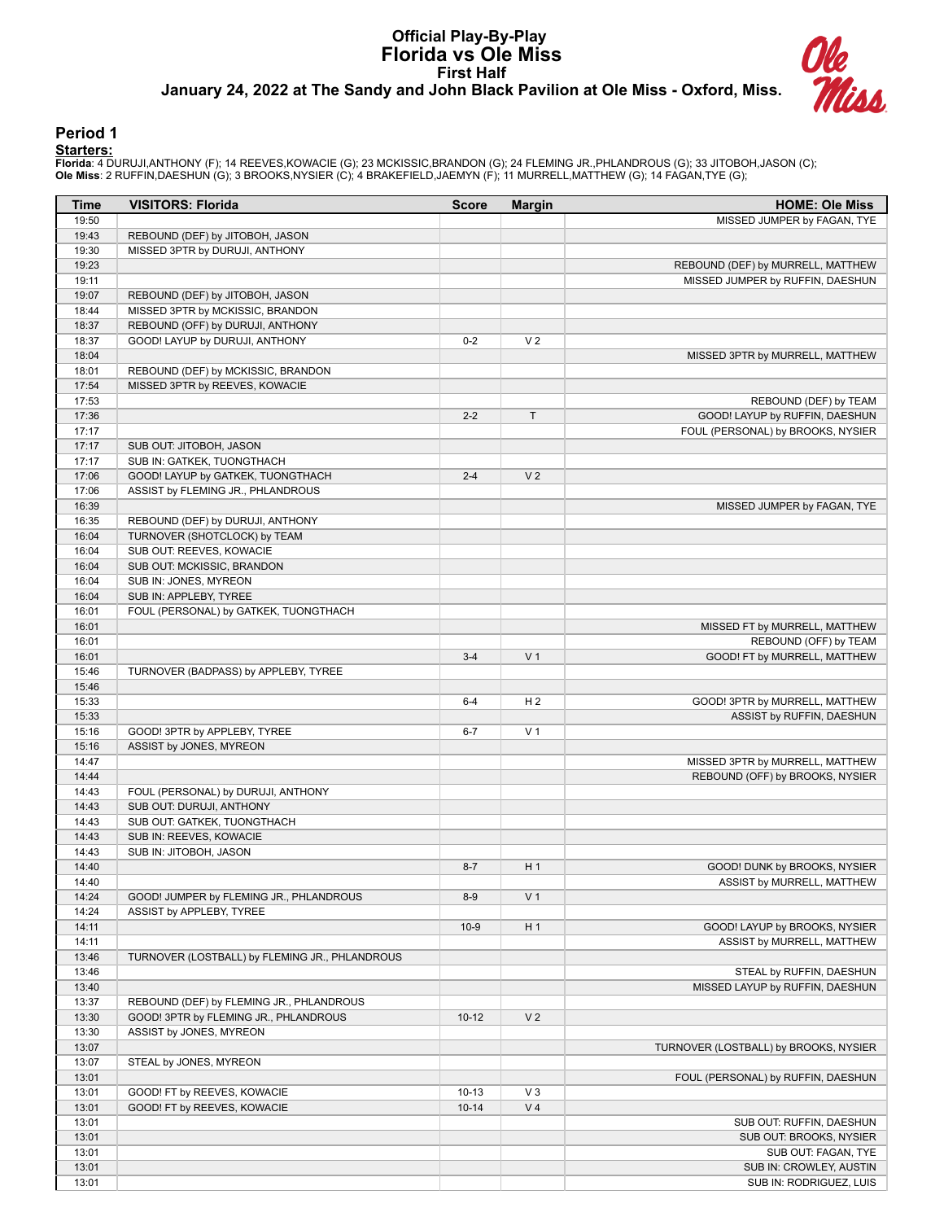# Official Play-By-Play
## Florida vs Ole Miss
### First Half
### January 24, 2022 at The Sandy and John Black Pavilion at Ole Miss - Oxford, Miss.

### Period 1

**Starters:**

**Florida**: 4 DURUJI,ANTHONY (F); 14 REEVES,KOWACIE (G); 23 MCKISSIC,BRANDON (G); 24 FLEMING JR.,PHLANDROUS (G); 33 JITOBOH,JASON (C);
**Ole Miss**: 2 RUFFIN,DAESHUN (G); 3 BROOKS,NYSIER (C); 4 BRAKEFIELD,JAEMYN (F); 11 MURRELL,MATTHEW (G); 14 FAGAN,TYE (G);

| Time | VISITORS: Florida | Score | Margin | HOME: Ole Miss |
|---|---|---|---|---|
| 19:50 | | | | MISSED JUMPER by FAGAN, TYE |
| 19:43 | REBOUND (DEF) by JITOBOH, JASON | | | |
| 19:30 | MISSED 3PTR by DURUJI, ANTHONY | | | |
| 19:23 | | | | REBOUND (DEF) by MURRELL, MATTHEW |
| 19:11 | | | | MISSED JUMPER by RUFFIN, DAESHUN |
| 19:07 | REBOUND (DEF) by JITOBOH, JASON | | | |
| 18:44 | MISSED 3PTR by MCKISSIC, BRANDON | | | |
| 18:37 | REBOUND (OFF) by DURUJI, ANTHONY | | | |
| 18:37 | GOOD! LAYUP by DURUJI, ANTHONY | 0-2 | V 2 | |
| 18:04 | | | | MISSED 3PTR by MURRELL, MATTHEW |
| 18:01 | REBOUND (DEF) by MCKISSIC, BRANDON | | | |
| 17:54 | MISSED 3PTR by REEVES, KOWACIE | | | |
| 17:53 | | | | REBOUND (DEF) by TEAM |
| 17:36 | | 2-2 | T | GOOD! LAYUP by RUFFIN, DAESHUN |
| 17:17 | | | | FOUL (PERSONAL) by BROOKS, NYSIER |
| 17:17 | SUB OUT: JITOBOH, JASON | | | |
| 17:17 | SUB IN: GATKEK, TUONGTHACH | | | |
| 17:06 | GOOD! LAYUP by GATKEK, TUONGTHACH | 2-4 | V 2 | |
| 17:06 | ASSIST by FLEMING JR., PHLANDROUS | | | |
| 16:39 | | | | MISSED JUMPER by FAGAN, TYE |
| 16:35 | REBOUND (DEF) by DURUJI, ANTHONY | | | |
| 16:04 | TURNOVER (SHOTCLOCK) by TEAM | | | |
| 16:04 | SUB OUT: REEVES, KOWACIE | | | |
| 16:04 | SUB OUT: MCKISSIC, BRANDON | | | |
| 16:04 | SUB IN: JONES, MYREON | | | |
| 16:04 | SUB IN: APPLEBY, TYREE | | | |
| 16:01 | FOUL (PERSONAL) by GATKEK, TUONGTHACH | | | |
| 16:01 | | | | MISSED FT by MURRELL, MATTHEW |
| 16:01 | | | | REBOUND (OFF) by TEAM |
| 16:01 | | 3-4 | V 1 | GOOD! FT by MURRELL, MATTHEW |
| 15:46 | TURNOVER (BADPASS) by APPLEBY, TYREE | | | |
| 15:46 | | | | |
| 15:33 | | 6-4 | H 2 | GOOD! 3PTR by MURRELL, MATTHEW |
| 15:33 | | | | ASSIST by RUFFIN, DAESHUN |
| 15:16 | GOOD! 3PTR by APPLEBY, TYREE | 6-7 | V 1 | |
| 15:16 | ASSIST by JONES, MYREON | | | |
| 14:47 | | | | MISSED 3PTR by MURRELL, MATTHEW |
| 14:44 | | | | REBOUND (OFF) by BROOKS, NYSIER |
| 14:43 | FOUL (PERSONAL) by DURUJI, ANTHONY | | | |
| 14:43 | SUB OUT: DURUJI, ANTHONY | | | |
| 14:43 | SUB OUT: GATKEK, TUONGTHACH | | | |
| 14:43 | SUB IN: REEVES, KOWACIE | | | |
| 14:43 | SUB IN: JITOBOH, JASON | | | |
| 14:40 | | 8-7 | H 1 | GOOD! DUNK by BROOKS, NYSIER |
| 14:40 | | | | ASSIST by MURRELL, MATTHEW |
| 14:24 | GOOD! JUMPER by FLEMING JR., PHLANDROUS | 8-9 | V 1 | |
| 14:24 | ASSIST by APPLEBY, TYREE | | | |
| 14:11 | | 10-9 | H 1 | GOOD! LAYUP by BROOKS, NYSIER |
| 14:11 | | | | ASSIST by MURRELL, MATTHEW |
| 13:46 | TURNOVER (LOSTBALL) by FLEMING JR., PHLANDROUS | | | |
| 13:46 | | | | STEAL by RUFFIN, DAESHUN |
| 13:40 | | | | MISSED LAYUP by RUFFIN, DAESHUN |
| 13:37 | REBOUND (DEF) by FLEMING JR., PHLANDROUS | | | |
| 13:30 | GOOD! 3PTR by FLEMING JR., PHLANDROUS | 10-12 | V 2 | |
| 13:30 | ASSIST by JONES, MYREON | | | |
| 13:07 | | | | TURNOVER (LOSTBALL) by BROOKS, NYSIER |
| 13:07 | STEAL by JONES, MYREON | | | |
| 13:01 | | | | FOUL (PERSONAL) by RUFFIN, DAESHUN |
| 13:01 | GOOD! FT by REEVES, KOWACIE | 10-13 | V 3 | |
| 13:01 | GOOD! FT by REEVES, KOWACIE | 10-14 | V 4 | |
| 13:01 | | | | SUB OUT: RUFFIN, DAESHUN |
| 13:01 | | | | SUB OUT: BROOKS, NYSIER |
| 13:01 | | | | SUB OUT: FAGAN, TYE |
| 13:01 | | | | SUB IN: CROWLEY, AUSTIN |
| 13:01 | | | | SUB IN: RODRIGUEZ, LUIS |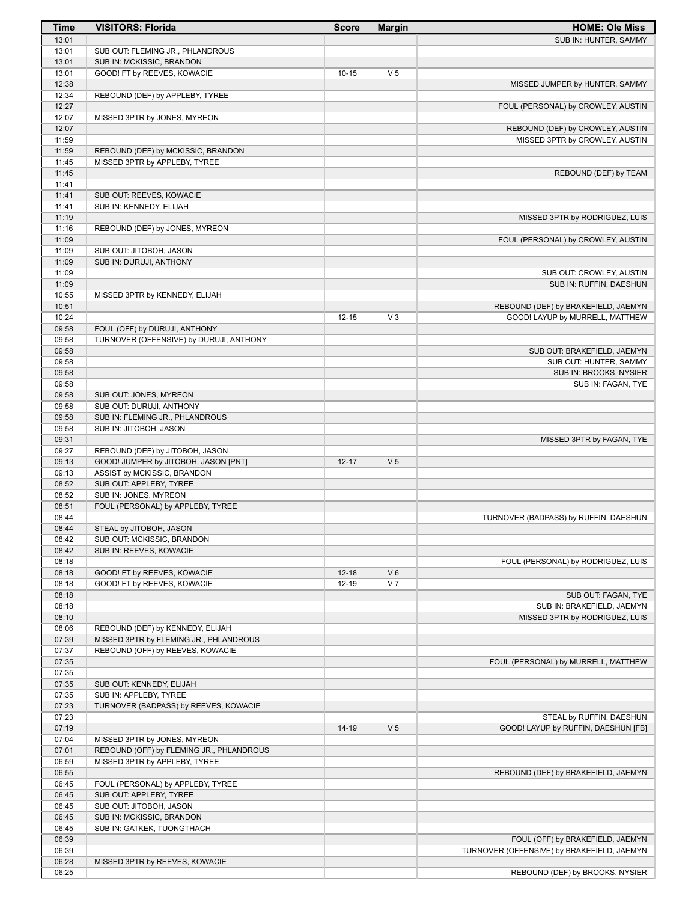| Time | VISITORS: Florida | Score | Margin | HOME: Ole Miss |
|---|---|---|---|---|
| 13:01 | | | | SUB IN: HUNTER, SAMMY |
| 13:01 | SUB OUT: FLEMING JR., PHLANDROUS | | | |
| 13:01 | SUB IN: MCKISSIC, BRANDON | | | |
| 13:01 | GOOD! FT by REEVES, KOWACIE | 10-15 | V 5 | |
| 12:38 | | | | MISSED JUMPER by HUNTER, SAMMY |
| 12:34 | REBOUND (DEF) by APPLEBY, TYREE | | | |
| 12:27 | | | | FOUL (PERSONAL) by CROWLEY, AUSTIN |
| 12:07 | MISSED 3PTR by JONES, MYREON | | | |
| 12:07 | | | | REBOUND (DEF) by CROWLEY, AUSTIN |
| 11:59 | | | | MISSED 3PTR by CROWLEY, AUSTIN |
| 11:59 | REBOUND (DEF) by MCKISSIC, BRANDON | | | |
| 11:45 | MISSED 3PTR by APPLEBY, TYREE | | | |
| 11:45 | | | | REBOUND (DEF) by TEAM |
| 11:41 | | | | |
| 11:41 | SUB OUT: REEVES, KOWACIE | | | |
| 11:41 | SUB IN: KENNEDY, ELIJAH | | | |
| 11:19 | | | | MISSED 3PTR by RODRIGUEZ, LUIS |
| 11:16 | REBOUND (DEF) by JONES, MYREON | | | |
| 11:09 | | | | FOUL (PERSONAL) by CROWLEY, AUSTIN |
| 11:09 | SUB OUT: JITOBOH, JASON | | | |
| 11:09 | SUB IN: DURUJI, ANTHONY | | | |
| 11:09 | | | | SUB OUT: CROWLEY, AUSTIN |
| 11:09 | | | | SUB IN: RUFFIN, DAESHUN |
| 10:55 | MISSED 3PTR by KENNEDY, ELIJAH | | | |
| 10:51 | | | | REBOUND (DEF) by BRAKEFIELD, JAEMYN |
| 10:24 | | 12-15 | V 3 | GOOD! LAYUP by MURRELL, MATTHEW |
| 09:58 | FOUL (OFF) by DURUJI, ANTHONY | | | |
| 09:58 | TURNOVER (OFFENSIVE) by DURUJI, ANTHONY | | | |
| 09:58 | | | | SUB OUT: BRAKEFIELD, JAEMYN |
| 09:58 | | | | SUB OUT: HUNTER, SAMMY |
| 09:58 | | | | SUB IN: BROOKS, NYSIER |
| 09:58 | | | | SUB IN: FAGAN, TYE |
| 09:58 | SUB OUT: JONES, MYREON | | | |
| 09:58 | SUB OUT: DURUJI, ANTHONY | | | |
| 09:58 | SUB IN: FLEMING JR., PHLANDROUS | | | |
| 09:58 | SUB IN: JITOBOH, JASON | | | |
| 09:31 | | | | MISSED 3PTR by FAGAN, TYE |
| 09:27 | REBOUND (DEF) by JITOBOH, JASON | | | |
| 09:13 | GOOD! JUMPER by JITOBOH, JASON [PNT] | 12-17 | V 5 | |
| 09:13 | ASSIST by MCKISSIC, BRANDON | | | |
| 08:52 | SUB OUT: APPLEBY, TYREE | | | |
| 08:52 | SUB IN: JONES, MYREON | | | |
| 08:51 | FOUL (PERSONAL) by APPLEBY, TYREE | | | |
| 08:44 | | | | TURNOVER (BADPASS) by RUFFIN, DAESHUN |
| 08:44 | STEAL by JITOBOH, JASON | | | |
| 08:42 | SUB OUT: MCKISSIC, BRANDON | | | |
| 08:42 | SUB IN: REEVES, KOWACIE | | | |
| 08:18 | | | | FOUL (PERSONAL) by RODRIGUEZ, LUIS |
| 08:18 | GOOD! FT by REEVES, KOWACIE | 12-18 | V 6 | |
| 08:18 | GOOD! FT by REEVES, KOWACIE | 12-19 | V 7 | |
| 08:18 | | | | SUB OUT: FAGAN, TYE |
| 08:18 | | | | SUB IN: BRAKEFIELD, JAEMYN |
| 08:10 | | | | MISSED 3PTR by RODRIGUEZ, LUIS |
| 08:06 | REBOUND (DEF) by KENNEDY, ELIJAH | | | |
| 07:39 | MISSED 3PTR by FLEMING JR., PHLANDROUS | | | |
| 07:37 | REBOUND (OFF) by REEVES, KOWACIE | | | |
| 07:35 | | | | FOUL (PERSONAL) by MURRELL, MATTHEW |
| 07:35 | | | | |
| 07:35 | SUB OUT: KENNEDY, ELIJAH | | | |
| 07:35 | SUB IN: APPLEBY, TYREE | | | |
| 07:23 | TURNOVER (BADPASS) by REEVES, KOWACIE | | | |
| 07:23 | | | | STEAL by RUFFIN, DAESHUN |
| 07:19 | | 14-19 | V 5 | GOOD! LAYUP by RUFFIN, DAESHUN [FB] |
| 07:04 | MISSED 3PTR by JONES, MYREON | | | |
| 07:01 | REBOUND (OFF) by FLEMING JR., PHLANDROUS | | | |
| 06:59 | MISSED 3PTR by APPLEBY, TYREE | | | |
| 06:55 | | | | REBOUND (DEF) by BRAKEFIELD, JAEMYN |
| 06:45 | FOUL (PERSONAL) by APPLEBY, TYREE | | | |
| 06:45 | SUB OUT: APPLEBY, TYREE | | | |
| 06:45 | SUB OUT: JITOBOH, JASON | | | |
| 06:45 | SUB IN: MCKISSIC, BRANDON | | | |
| 06:45 | SUB IN: GATKEK, TUONGTHACH | | | |
| 06:39 | | | | FOUL (OFF) by BRAKEFIELD, JAEMYN |
| 06:39 | | | | TURNOVER (OFFENSIVE) by BRAKEFIELD, JAEMYN |
| 06:28 | MISSED 3PTR by REEVES, KOWACIE | | | |
| 06:25 | | | | REBOUND (DEF) by BROOKS, NYSIER |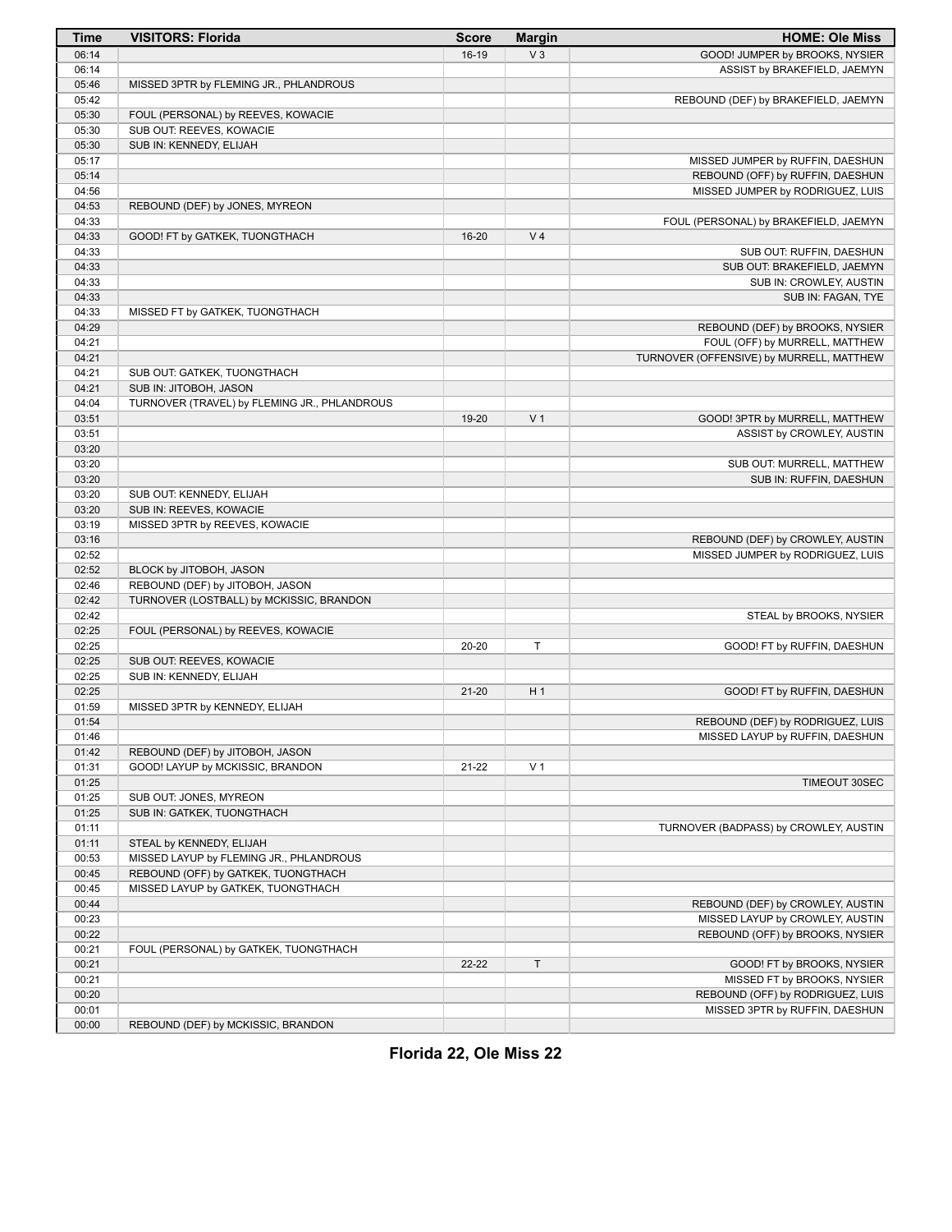| Time | VISITORS: Florida | Score | Margin | HOME: Ole Miss |
|---|---|---|---|---|
| 06:14 | | 16-19 | V 3 | GOOD! JUMPER by BROOKS, NYSIER |
| 06:14 | | | | ASSIST by BRAKEFIELD, JAEMYN |
| 05:46 | MISSED 3PTR by FLEMING JR., PHLANDROUS | | | |
| 05:42 | | | | REBOUND (DEF) by BRAKEFIELD, JAEMYN |
| 05:30 | FOUL (PERSONAL) by REEVES, KOWACIE | | | |
| 05:30 | SUB OUT: REEVES, KOWACIE | | | |
| 05:30 | SUB IN: KENNEDY, ELIJAH | | | |
| 05:17 | | | | MISSED JUMPER by RUFFIN, DAESHUN |
| 05:14 | | | | REBOUND (OFF) by RUFFIN, DAESHUN |
| 04:56 | | | | MISSED JUMPER by RODRIGUEZ, LUIS |
| 04:53 | REBOUND (DEF) by JONES, MYREON | | | |
| 04:33 | | | | FOUL (PERSONAL) by BRAKEFIELD, JAEMYN |
| 04:33 | GOOD! FT by GATKEK, TUONGTHACH | 16-20 | V 4 | |
| 04:33 | | | | SUB OUT: RUFFIN, DAESHUN |
| 04:33 | | | | SUB OUT: BRAKEFIELD, JAEMYN |
| 04:33 | | | | SUB IN: CROWLEY, AUSTIN |
| 04:33 | | | | SUB IN: FAGAN, TYE |
| 04:33 | MISSED FT by GATKEK, TUONGTHACH | | | |
| 04:29 | | | | REBOUND (DEF) by BROOKS, NYSIER |
| 04:21 | | | | FOUL (OFF) by MURRELL, MATTHEW |
| 04:21 | | | | TURNOVER (OFFENSIVE) by MURRELL, MATTHEW |
| 04:21 | SUB OUT: GATKEK, TUONGTHACH | | | |
| 04:21 | SUB IN: JITOBOH, JASON | | | |
| 04:04 | TURNOVER (TRAVEL) by FLEMING JR., PHLANDROUS | | | |
| 03:51 | | 19-20 | V 1 | GOOD! 3PTR by MURRELL, MATTHEW |
| 03:51 | | | | ASSIST by CROWLEY, AUSTIN |
| 03:20 | | | | |
| 03:20 | | | | SUB OUT: MURRELL, MATTHEW |
| 03:20 | | | | SUB IN: RUFFIN, DAESHUN |
| 03:20 | SUB OUT: KENNEDY, ELIJAH | | | |
| 03:20 | SUB IN: REEVES, KOWACIE | | | |
| 03:19 | MISSED 3PTR by REEVES, KOWACIE | | | |
| 03:16 | | | | REBOUND (DEF) by CROWLEY, AUSTIN |
| 02:52 | | | | MISSED JUMPER by RODRIGUEZ, LUIS |
| 02:52 | BLOCK by JITOBOH, JASON | | | |
| 02:46 | REBOUND (DEF) by JITOBOH, JASON | | | |
| 02:42 | TURNOVER (LOSTBALL) by MCKISSIC, BRANDON | | | |
| 02:42 | | | | STEAL by BROOKS, NYSIER |
| 02:25 | FOUL (PERSONAL) by REEVES, KOWACIE | | | |
| 02:25 | | 20-20 | T | GOOD! FT by RUFFIN, DAESHUN |
| 02:25 | SUB OUT: REEVES, KOWACIE | | | |
| 02:25 | SUB IN: KENNEDY, ELIJAH | | | |
| 02:25 | | 21-20 | H 1 | GOOD! FT by RUFFIN, DAESHUN |
| 01:59 | MISSED 3PTR by KENNEDY, ELIJAH | | | |
| 01:54 | | | | REBOUND (DEF) by RODRIGUEZ, LUIS |
| 01:46 | | | | MISSED LAYUP by RUFFIN, DAESHUN |
| 01:42 | REBOUND (DEF) by JITOBOH, JASON | | | |
| 01:31 | GOOD! LAYUP by MCKISSIC, BRANDON | 21-22 | V 1 | |
| 01:25 | | | | TIMEOUT 30SEC |
| 01:25 | SUB OUT: JONES, MYREON | | | |
| 01:25 | SUB IN: GATKEK, TUONGTHACH | | | |
| 01:11 | | | | TURNOVER (BADPASS) by CROWLEY, AUSTIN |
| 01:11 | STEAL by KENNEDY, ELIJAH | | | |
| 00:53 | MISSED LAYUP by FLEMING JR., PHLANDROUS | | | |
| 00:45 | REBOUND (OFF) by GATKEK, TUONGTHACH | | | |
| 00:45 | MISSED LAYUP by GATKEK, TUONGTHACH | | | |
| 00:44 | | | | REBOUND (DEF) by CROWLEY, AUSTIN |
| 00:23 | | | | MISSED LAYUP by CROWLEY, AUSTIN |
| 00:22 | | | | REBOUND (OFF) by BROOKS, NYSIER |
| 00:21 | FOUL (PERSONAL) by GATKEK, TUONGTHACH | | | |
| 00:21 | | 22-22 | T | GOOD! FT by BROOKS, NYSIER |
| 00:21 | | | | MISSED FT by BROOKS, NYSIER |
| 00:20 | | | | REBOUND (OFF) by RODRIGUEZ, LUIS |
| 00:01 | | | | MISSED 3PTR by RUFFIN, DAESHUN |
| 00:00 | REBOUND (DEF) by MCKISSIC, BRANDON | | | |

**Florida 22, Ole Miss 22**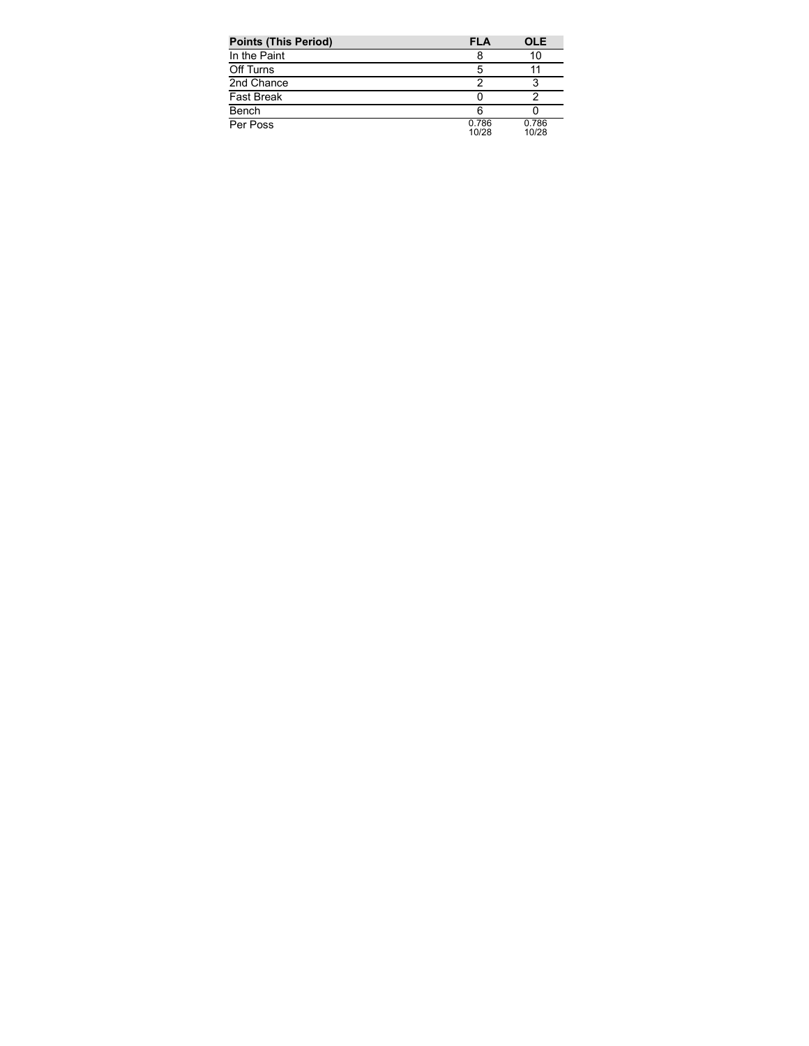| Points (This Period) | FLA | OLE |
| --- | --- | --- |
| In the Paint | 8 | 10 |
| Off Turns | 5 | 11 |
| 2nd Chance | 2 | 3 |
| Fast Break | 0 | 2 |
| Bench | 6 | 0 |
| Per Poss | 0.786<br>10/28 | 0.786<br>10/28 |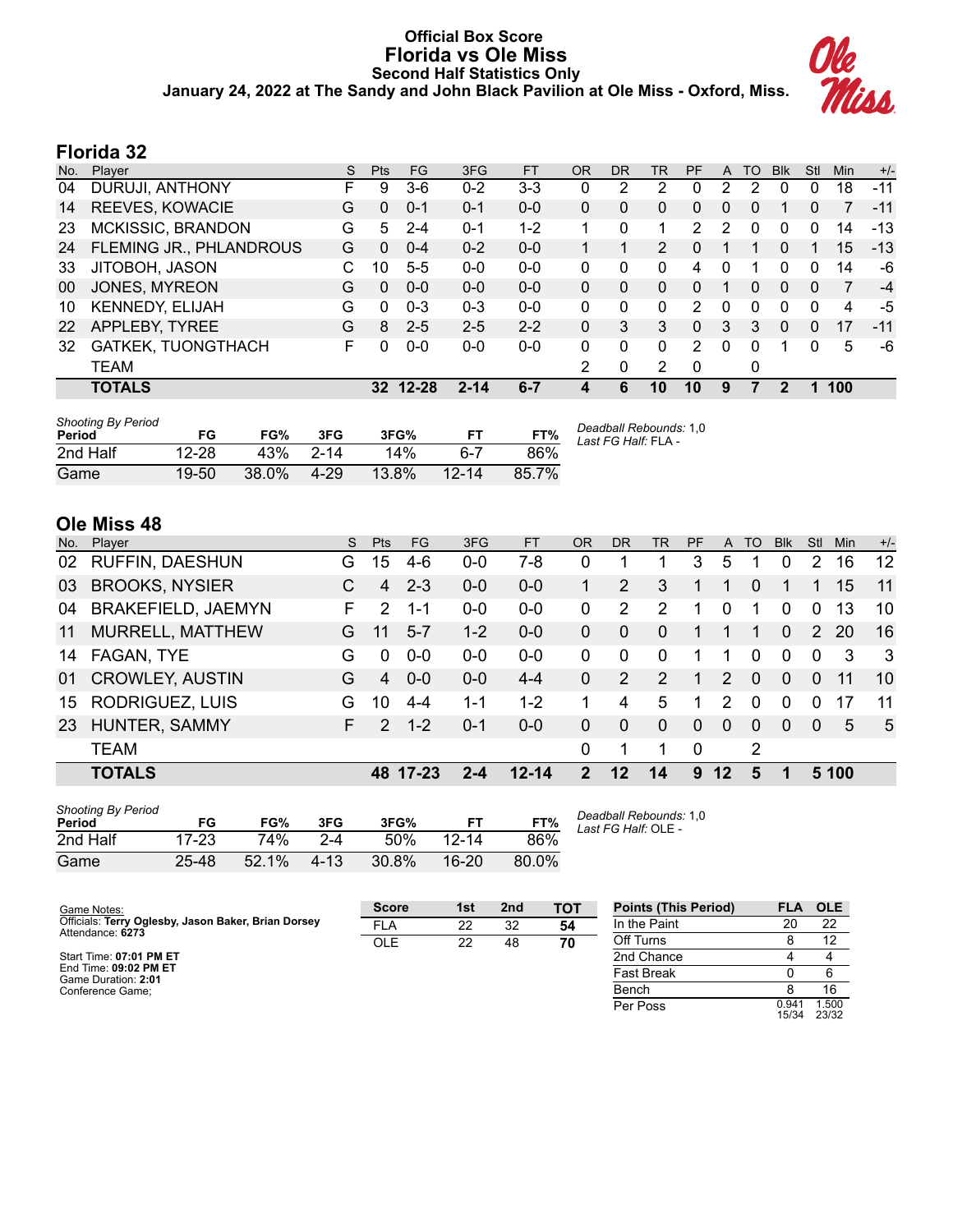# Official Box Score
## Florida vs Ole Miss
### Second Half Statistics Only
### January 24, 2022 at The Sandy and John Black Pavilion at Ole Miss - Oxford, Miss.

## Florida 32

| No. | Player | S | Pts | FG | 3FG | FT | OR | DR | TR | PF | A | TO | Blk | Stl | Min | +/- |
|---|---|---|---|---|---|---|---|---|---|---|---|---|---|---|---|---|
| 04 | DURUJI, ANTHONY | F | 9 | 3-6 | 0-2 | 3-3 | 0 | 2 | 2 | 0 | 2 | 2 | 0 | 0 | 18 | -11 |
| 14 | REEVES, KOWACIE | G | 0 | 0-1 | 0-1 | 0-0 | 0 | 0 | 0 | 0 | 0 | 0 | 1 | 0 | 7 | -11 |
| 23 | MCKISSIC, BRANDON | G | 5 | 2-4 | 0-1 | 1-2 | 1 | 0 | 1 | 2 | 2 | 0 | 0 | 0 | 14 | -13 |
| 24 | FLEMING JR., PHLANDROUS | G | 0 | 0-4 | 0-2 | 0-0 | 1 | 1 | 2 | 0 | 1 | 1 | 0 | 1 | 15 | -13 |
| 33 | JITOBOH, JASON | C | 10 | 5-5 | 0-0 | 0-0 | 0 | 0 | 0 | 4 | 0 | 1 | 0 | 0 | 14 | -6 |
| 00 | JONES, MYREON | G | 0 | 0-0 | 0-0 | 0-0 | 0 | 0 | 0 | 0 | 1 | 0 | 0 | 0 | 7 | -4 |
| 10 | KENNEDY, ELIJAH | G | 0 | 0-3 | 0-3 | 0-0 | 0 | 0 | 0 | 2 | 0 | 0 | 0 | 0 | 4 | -5 |
| 22 | APPLEBY, TYREE | G | 8 | 2-5 | 2-5 | 2-2 | 0 | 3 | 3 | 0 | 3 | 3 | 0 | 0 | 17 | -11 |
| 32 | GATKEK, TUONGTHACH | F | 0 | 0-0 | 0-0 | 0-0 | 0 | 0 | 0 | 2 | 0 | 0 | 1 | 0 | 5 | -6 |
| | TEAM | | | | | | 2 | 0 | 2 | 0 | | 0 | | | | |
| | **TOTALS** | | **32** | **12-28** | **2-14** | **6-7** | **4** | **6** | **10** | **10** | **9** | **7** | **2** | **1** | **100** | |

*Shooting By Period*

| Period | FG | FG% | 3FG | 3FG% | FT | FT% |
|---|---|---|---|---|---|---|
| 2nd Half | 12-28 | 43% | 2-14 | 14% | 6-7 | 86% |
| Game | 19-50 | 38.0% | 4-29 | 13.8% | 12-14 | 85.7% |

*Deadball Rebounds:* 1,0
*Last FG Half:* FLA -

## Ole Miss 48

| No. | Player | S | Pts | FG | 3FG | FT | OR | DR | TR | PF | A | TO | Blk | Stl | Min | +/- |
|---|---|---|---|---|---|---|---|---|---|---|---|---|---|---|---|---|
| 02 | RUFFIN, DAESHUN | G | 15 | 4-6 | 0-0 | 7-8 | 0 | 1 | 1 | 3 | 5 | 1 | 0 | 2 | 16 | 12 |
| 03 | BROOKS, NYSIER | C | 4 | 2-3 | 0-0 | 0-0 | 1 | 2 | 3 | 1 | 1 | 0 | 1 | 1 | 15 | 11 |
| 04 | BRAKEFIELD, JAEMYN | F | 2 | 1-1 | 0-0 | 0-0 | 0 | 2 | 2 | 1 | 0 | 1 | 0 | 0 | 13 | 10 |
| 11 | MURRELL, MATTHEW | G | 11 | 5-7 | 1-2 | 0-0 | 0 | 0 | 0 | 1 | 1 | 1 | 0 | 2 | 20 | 16 |
| 14 | FAGAN, TYE | G | 0 | 0-0 | 0-0 | 0-0 | 0 | 0 | 0 | 1 | 1 | 0 | 0 | 0 | 3 | 3 |
| 01 | CROWLEY, AUSTIN | G | 4 | 0-0 | 0-0 | 4-4 | 0 | 2 | 2 | 1 | 2 | 0 | 0 | 0 | 11 | 10 |
| 15 | RODRIGUEZ, LUIS | G | 10 | 4-4 | 1-1 | 1-2 | 1 | 4 | 5 | 1 | 2 | 0 | 0 | 0 | 17 | 11 |
| 23 | HUNTER, SAMMY | F | 2 | 1-2 | 0-1 | 0-0 | 0 | 0 | 0 | 0 | 0 | 0 | 0 | 0 | 5 | 5 |
| | TEAM | | | | | | 0 | 1 | 1 | 0 | | 2 | | | | |
| | **TOTALS** | | **48** | **17-23** | **2-4** | **12-14** | **2** | **12** | **14** | **9** | **12** | **5** | **1** | **5** | **100** | |

*Shooting By Period*

| Period | FG | FG% | 3FG | 3FG% | FT | FT% |
|---|---|---|---|---|---|---|
| 2nd Half | 17-23 | 74% | 2-4 | 50% | 12-14 | 86% |
| Game | 25-48 | 52.1% | 4-13 | 30.8% | 16-20 | 80.0% |

*Deadball Rebounds:* 1,0
*Last FG Half:* OLE -

Game Notes:
Officials: **Terry Oglesby, Jason Baker, Brian Dorsey**
Attendance: **6273**

Start Time: **07:01 PM ET**
End Time: **09:02 PM ET**
Game Duration: **2:01**
Conference Game;

| Score | 1st | 2nd | TOT |
|---|---|---|---|
| FLA | 22 | 32 | **54** |
| OLE | 22 | 48 | **70** |

| Points (This Period) | FLA | OLE |
|---|---|---|
| In the Paint | 20 | 22 |
| Off Turns | 8 | 12 |
| 2nd Chance | 4 | 4 |
| Fast Break | 0 | 6 |
| Bench | 8 | 16 |
| Per Poss | 0.941 15/34 | 1.500 23/32 |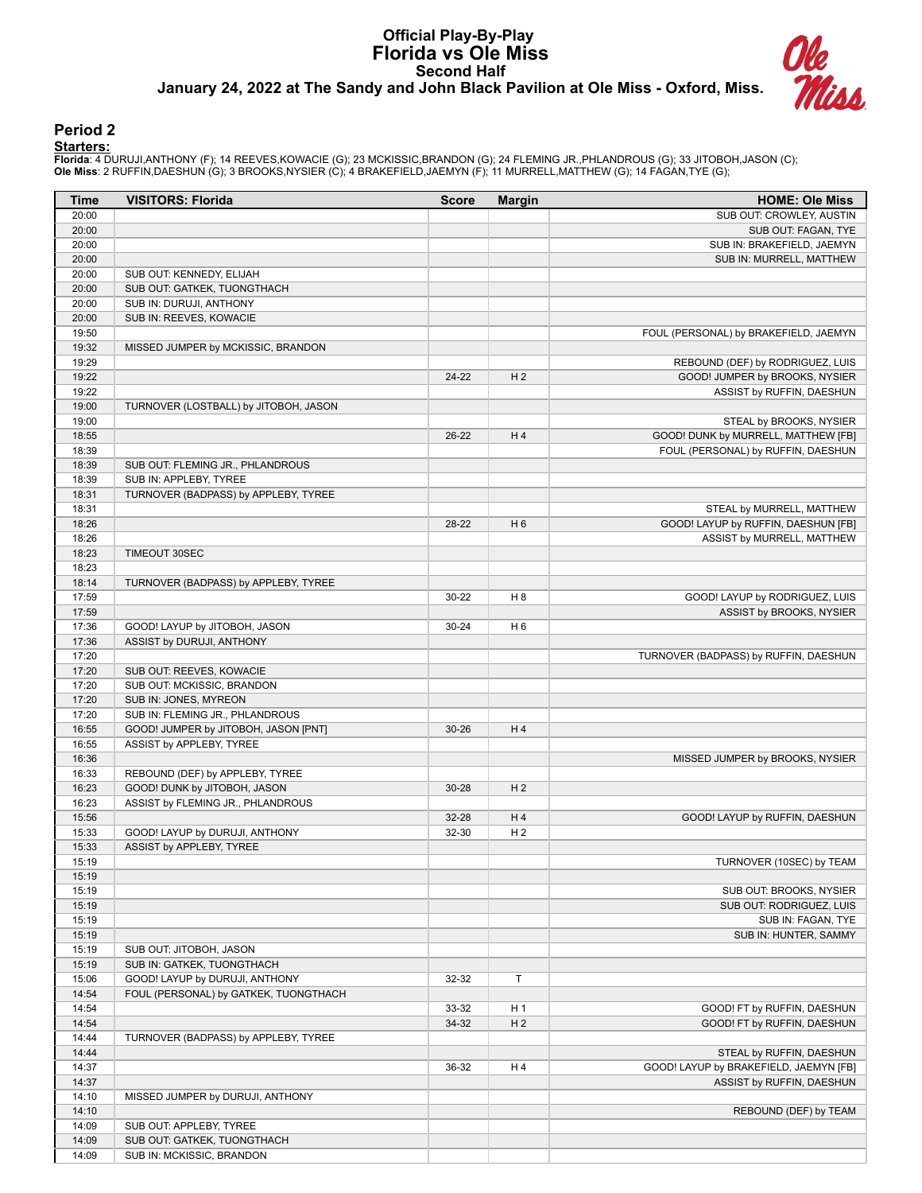# Official Play-By-Play
# Florida vs Ole Miss
## Second Half
### January 24, 2022 at The Sandy and John Black Pavilion at Ole Miss - Oxford, Miss.

## Period 2

**Starters:**

**Florida**: 4 DURUJI,ANTHONY (F); 14 REEVES,KOWACIE (G); 23 MCKISSIC,BRANDON (G); 24 FLEMING JR.,PHLANDROUS (G); 33 JITOBOH,JASON (C);
**Ole Miss**: 2 RUFFIN,DAESHUN (G); 3 BROOKS,NYSIER (C); 4 BRAKEFIELD,JAEMYN (F); 11 MURRELL,MATTHEW (G); 14 FAGAN,TYE (G);

| Time | VISITORS: Florida | Score | Margin | HOME: Ole Miss |
|---|---|---|---|---|
| 20:00 | | | | SUB OUT: CROWLEY, AUSTIN |
| 20:00 | | | | SUB OUT: FAGAN, TYE |
| 20:00 | | | | SUB IN: BRAKEFIELD, JAEMYN |
| 20:00 | | | | SUB IN: MURRELL, MATTHEW |
| 20:00 | SUB OUT: KENNEDY, ELIJAH | | | |
| 20:00 | SUB OUT: GATKEK, TUONGTHACH | | | |
| 20:00 | SUB IN: DURUJI, ANTHONY | | | |
| 20:00 | SUB IN: REEVES, KOWACIE | | | |
| 19:50 | | | | FOUL (PERSONAL) by BRAKEFIELD, JAEMYN |
| 19:32 | MISSED JUMPER by MCKISSIC, BRANDON | | | |
| 19:29 | | | | REBOUND (DEF) by RODRIGUEZ, LUIS |
| 19:22 | | 24-22 | H 2 | GOOD! JUMPER by BROOKS, NYSIER |
| 19:22 | | | | ASSIST by RUFFIN, DAESHUN |
| 19:00 | TURNOVER (LOSTBALL) by JITOBOH, JASON | | | |
| 19:00 | | | | STEAL by BROOKS, NYSIER |
| 18:55 | | 26-22 | H 4 | GOOD! DUNK by MURRELL, MATTHEW [FB] |
| 18:39 | | | | FOUL (PERSONAL) by RUFFIN, DAESHUN |
| 18:39 | SUB OUT: FLEMING JR., PHLANDROUS | | | |
| 18:39 | SUB IN: APPLEBY, TYREE | | | |
| 18:31 | TURNOVER (BADPASS) by APPLEBY, TYREE | | | |
| 18:31 | | | | STEAL by MURRELL, MATTHEW |
| 18:26 | | 28-22 | H 6 | GOOD! LAYUP by RUFFIN, DAESHUN [FB] |
| 18:26 | | | | ASSIST by MURRELL, MATTHEW |
| 18:23 | TIMEOUT 30SEC | | | |
| 18:23 | | | | |
| 18:14 | TURNOVER (BADPASS) by APPLEBY, TYREE | | | |
| 17:59 | | 30-22 | H 8 | GOOD! LAYUP by RODRIGUEZ, LUIS |
| 17:59 | | | | ASSIST by BROOKS, NYSIER |
| 17:36 | GOOD! LAYUP by JITOBOH, JASON | 30-24 | H 6 | |
| 17:36 | ASSIST by DURUJI, ANTHONY | | | |
| 17:20 | | | | TURNOVER (BADPASS) by RUFFIN, DAESHUN |
| 17:20 | SUB OUT: REEVES, KOWACIE | | | |
| 17:20 | SUB OUT: MCKISSIC, BRANDON | | | |
| 17:20 | SUB IN: JONES, MYREON | | | |
| 17:20 | SUB IN: FLEMING JR., PHLANDROUS | | | |
| 16:55 | GOOD! JUMPER by JITOBOH, JASON [PNT] | 30-26 | H 4 | |
| 16:55 | ASSIST by APPLEBY, TYREE | | | |
| 16:36 | | | | MISSED JUMPER by BROOKS, NYSIER |
| 16:33 | REBOUND (DEF) by APPLEBY, TYREE | | | |
| 16:23 | GOOD! DUNK by JITOBOH, JASON | 30-28 | H 2 | |
| 16:23 | ASSIST by FLEMING JR., PHLANDROUS | | | |
| 15:56 | | 32-28 | H 4 | GOOD! LAYUP by RUFFIN, DAESHUN |
| 15:33 | GOOD! LAYUP by DURUJI, ANTHONY | 32-30 | H 2 | |
| 15:33 | ASSIST by APPLEBY, TYREE | | | |
| 15:19 | | | | TURNOVER (10SEC) by TEAM |
| 15:19 | | | | |
| 15:19 | | | | SUB OUT: BROOKS, NYSIER |
| 15:19 | | | | SUB OUT: RODRIGUEZ, LUIS |
| 15:19 | | | | SUB IN: FAGAN, TYE |
| 15:19 | | | | SUB IN: HUNTER, SAMMY |
| 15:19 | SUB OUT: JITOBOH, JASON | | | |
| 15:19 | SUB IN: GATKEK, TUONGTHACH | | | |
| 15:06 | GOOD! LAYUP by DURUJI, ANTHONY | 32-32 | T | |
| 14:54 | FOUL (PERSONAL) by GATKEK, TUONGTHACH | | | |
| 14:54 | | 33-32 | H 1 | GOOD! FT by RUFFIN, DAESHUN |
| 14:54 | | 34-32 | H 2 | GOOD! FT by RUFFIN, DAESHUN |
| 14:44 | TURNOVER (BADPASS) by APPLEBY, TYREE | | | |
| 14:44 | | | | STEAL by RUFFIN, DAESHUN |
| 14:37 | | 36-32 | H 4 | GOOD! LAYUP by BRAKEFIELD, JAEMYN [FB] |
| 14:37 | | | | ASSIST by RUFFIN, DAESHUN |
| 14:10 | MISSED JUMPER by DURUJI, ANTHONY | | | |
| 14:10 | | | | REBOUND (DEF) by TEAM |
| 14:09 | SUB OUT: APPLEBY, TYREE | | | |
| 14:09 | SUB OUT: GATKEK, TUONGTHACH | | | |
| 14:09 | SUB IN: MCKISSIC, BRANDON | | | |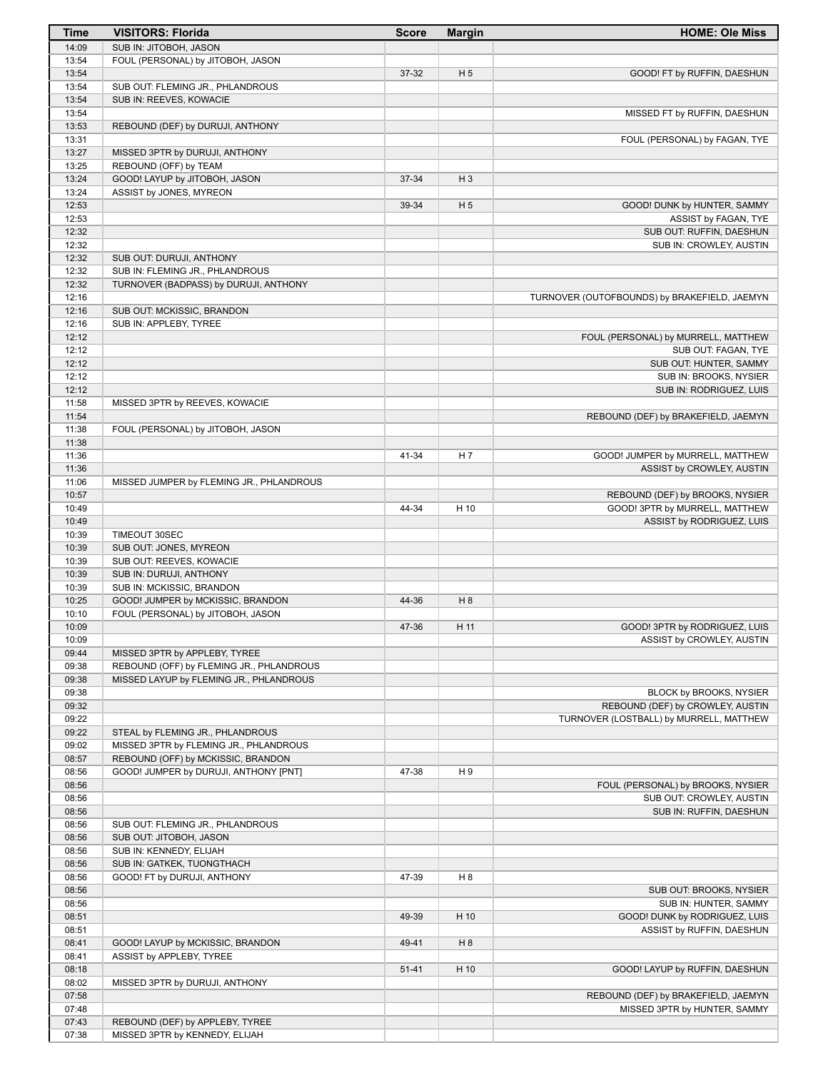| Time | VISITORS: Florida | Score | Margin | HOME: Ole Miss |
| --- | --- | --- | --- | --- |
| 14:09 | SUB IN: JITOBOH, JASON | | | |
| 13:54 | FOUL (PERSONAL) by JITOBOH, JASON | | | |
| 13:54 | | 37-32 | H 5 | GOOD! FT by RUFFIN, DAESHUN |
| 13:54 | SUB OUT: FLEMING JR., PHLANDROUS | | | |
| 13:54 | SUB IN: REEVES, KOWACIE | | | |
| 13:54 | | | | MISSED FT by RUFFIN, DAESHUN |
| 13:53 | REBOUND (DEF) by DURUJI, ANTHONY | | | |
| 13:31 | | | | FOUL (PERSONAL) by FAGAN, TYE |
| 13:27 | MISSED 3PTR by DURUJI, ANTHONY | | | |
| 13:25 | REBOUND (OFF) by TEAM | | | |
| 13:24 | GOOD! LAYUP by JITOBOH, JASON | 37-34 | H 3 | |
| 13:24 | ASSIST by JONES, MYREON | | | |
| 12:53 | | 39-34 | H 5 | GOOD! DUNK by HUNTER, SAMMY |
| 12:53 | | | | ASSIST by FAGAN, TYE |
| 12:32 | | | | SUB OUT: RUFFIN, DAESHUN |
| 12:32 | | | | SUB IN: CROWLEY, AUSTIN |
| 12:32 | SUB OUT: DURUJI, ANTHONY | | | |
| 12:32 | SUB IN: FLEMING JR., PHLANDROUS | | | |
| 12:32 | TURNOVER (BADPASS) by DURUJI, ANTHONY | | | |
| 12:16 | | | | TURNOVER (OUTOFBOUNDS) by BRAKEFIELD, JAEMYN |
| 12:16 | SUB OUT: MCKISSIC, BRANDON | | | |
| 12:16 | SUB IN: APPLEBY, TYREE | | | |
| 12:12 | | | | FOUL (PERSONAL) by MURRELL, MATTHEW |
| 12:12 | | | | SUB OUT: FAGAN, TYE |
| 12:12 | | | | SUB OUT: HUNTER, SAMMY |
| 12:12 | | | | SUB IN: BROOKS, NYSIER |
| 12:12 | | | | SUB IN: RODRIGUEZ, LUIS |
| 11:58 | MISSED 3PTR by REEVES, KOWACIE | | | |
| 11:54 | | | | REBOUND (DEF) by BRAKEFIELD, JAEMYN |
| 11:38 | FOUL (PERSONAL) by JITOBOH, JASON | | | |
| 11:38 | | | | |
| 11:36 | | 41-34 | H 7 | GOOD! JUMPER by MURRELL, MATTHEW |
| 11:36 | | | | ASSIST by CROWLEY, AUSTIN |
| 11:06 | MISSED JUMPER by FLEMING JR., PHLANDROUS | | | |
| 10:57 | | | | REBOUND (DEF) by BROOKS, NYSIER |
| 10:49 | | 44-34 | H 10 | GOOD! 3PTR by MURRELL, MATTHEW |
| 10:49 | | | | ASSIST by RODRIGUEZ, LUIS |
| 10:39 | TIMEOUT 30SEC | | | |
| 10:39 | SUB OUT: JONES, MYREON | | | |
| 10:39 | SUB OUT: REEVES, KOWACIE | | | |
| 10:39 | SUB IN: DURUJI, ANTHONY | | | |
| 10:39 | SUB IN: MCKISSIC, BRANDON | | | |
| 10:25 | GOOD! JUMPER by MCKISSIC, BRANDON | 44-36 | H 8 | |
| 10:10 | FOUL (PERSONAL) by JITOBOH, JASON | | | |
| 10:09 | | 47-36 | H 11 | GOOD! 3PTR by RODRIGUEZ, LUIS |
| 10:09 | | | | ASSIST by CROWLEY, AUSTIN |
| 09:44 | MISSED 3PTR by APPLEBY, TYREE | | | |
| 09:38 | REBOUND (OFF) by FLEMING JR., PHLANDROUS | | | |
| 09:38 | MISSED LAYUP by FLEMING JR., PHLANDROUS | | | |
| 09:38 | | | | BLOCK by BROOKS, NYSIER |
| 09:32 | | | | REBOUND (DEF) by CROWLEY, AUSTIN |
| 09:22 | | | | TURNOVER (LOSTBALL) by MURRELL, MATTHEW |
| 09:22 | STEAL by FLEMING JR., PHLANDROUS | | | |
| 09:02 | MISSED 3PTR by FLEMING JR., PHLANDROUS | | | |
| 08:57 | REBOUND (OFF) by MCKISSIC, BRANDON | | | |
| 08:56 | GOOD! JUMPER by DURUJI, ANTHONY [PNT] | 47-38 | H 9 | |
| 08:56 | | | | FOUL (PERSONAL) by BROOKS, NYSIER |
| 08:56 | | | | SUB OUT: CROWLEY, AUSTIN |
| 08:56 | | | | SUB IN: RUFFIN, DAESHUN |
| 08:56 | SUB OUT: FLEMING JR., PHLANDROUS | | | |
| 08:56 | SUB OUT: JITOBOH, JASON | | | |
| 08:56 | SUB IN: KENNEDY, ELIJAH | | | |
| 08:56 | SUB IN: GATKEK, TUONGTHACH | | | |
| 08:56 | GOOD! FT by DURUJI, ANTHONY | 47-39 | H 8 | |
| 08:56 | | | | SUB OUT: BROOKS, NYSIER |
| 08:56 | | | | SUB IN: HUNTER, SAMMY |
| 08:51 | | 49-39 | H 10 | GOOD! DUNK by RODRIGUEZ, LUIS |
| 08:51 | | | | ASSIST by RUFFIN, DAESHUN |
| 08:41 | GOOD! LAYUP by MCKISSIC, BRANDON | 49-41 | H 8 | |
| 08:41 | ASSIST by APPLEBY, TYREE | | | |
| 08:18 | | 51-41 | H 10 | GOOD! LAYUP by RUFFIN, DAESHUN |
| 08:02 | MISSED 3PTR by DURUJI, ANTHONY | | | |
| 07:58 | | | | REBOUND (DEF) by BRAKEFIELD, JAEMYN |
| 07:48 | | | | MISSED 3PTR by HUNTER, SAMMY |
| 07:43 | REBOUND (DEF) by APPLEBY, TYREE | | | |
| 07:38 | MISSED 3PTR by KENNEDY, ELIJAH | | | |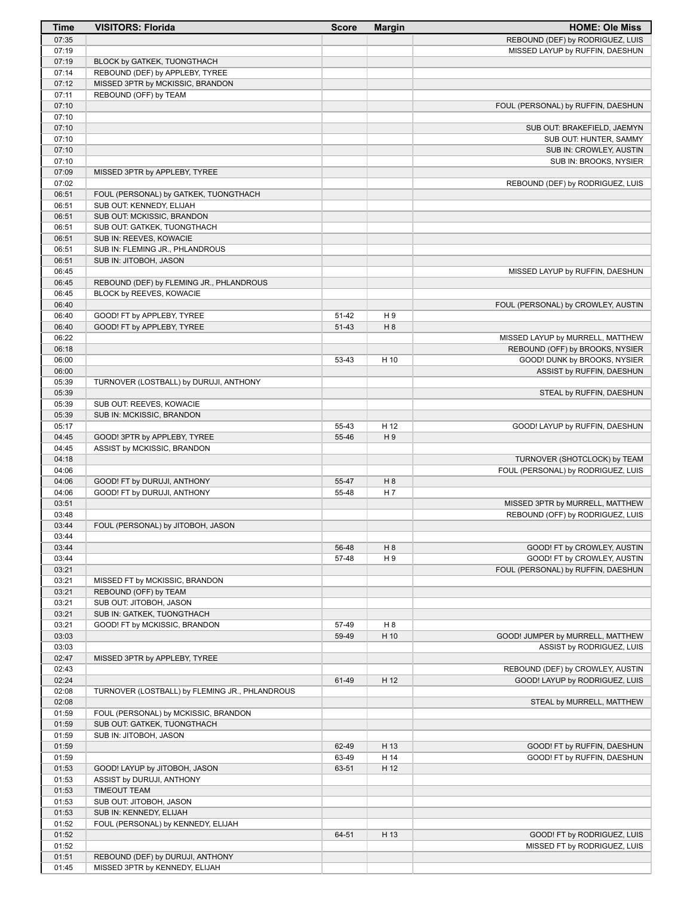| Time | VISITORS: Florida | Score | Margin | HOME: Ole Miss |
| --- | --- | --- | --- | --- |
| 07:35 | | | | REBOUND (DEF) by RODRIGUEZ, LUIS |
| 07:19 | | | | MISSED LAYUP by RUFFIN, DAESHUN |
| 07:19 | BLOCK by GATKEK, TUONGTHACH | | | |
| 07:14 | REBOUND (DEF) by APPLEBY, TYREE | | | |
| 07:12 | MISSED 3PTR by MCKISSIC, BRANDON | | | |
| 07:11 | REBOUND (OFF) by TEAM | | | |
| 07:10 | | | | FOUL (PERSONAL) by RUFFIN, DAESHUN |
| 07:10 | | | | |
| 07:10 | | | | SUB OUT: BRAKEFIELD, JAEMYN |
| 07:10 | | | | SUB OUT: HUNTER, SAMMY |
| 07:10 | | | | SUB IN: CROWLEY, AUSTIN |
| 07:10 | | | | SUB IN: BROOKS, NYSIER |
| 07:09 | MISSED 3PTR by APPLEBY, TYREE | | | |
| 07:02 | | | | REBOUND (DEF) by RODRIGUEZ, LUIS |
| 06:51 | FOUL (PERSONAL) by GATKEK, TUONGTHACH | | | |
| 06:51 | SUB OUT: KENNEDY, ELIJAH | | | |
| 06:51 | SUB OUT: MCKISSIC, BRANDON | | | |
| 06:51 | SUB OUT: GATKEK, TUONGTHACH | | | |
| 06:51 | SUB IN: REEVES, KOWACIE | | | |
| 06:51 | SUB IN: FLEMING JR., PHLANDROUS | | | |
| 06:51 | SUB IN: JITOBOH, JASON | | | |
| 06:45 | | | | MISSED LAYUP by RUFFIN, DAESHUN |
| 06:45 | REBOUND (DEF) by FLEMING JR., PHLANDROUS | | | |
| 06:45 | BLOCK by REEVES, KOWACIE | | | |
| 06:40 | | | | FOUL (PERSONAL) by CROWLEY, AUSTIN |
| 06:40 | GOOD! FT by APPLEBY, TYREE | 51-42 | H 9 | |
| 06:40 | GOOD! FT by APPLEBY, TYREE | 51-43 | H 8 | |
| 06:22 | | | | MISSED LAYUP by MURRELL, MATTHEW |
| 06:18 | | | | REBOUND (OFF) by BROOKS, NYSIER |
| 06:00 | | 53-43 | H 10 | GOOD! DUNK by BROOKS, NYSIER |
| 06:00 | | | | ASSIST by RUFFIN, DAESHUN |
| 05:39 | TURNOVER (LOSTBALL) by DURUJI, ANTHONY | | | |
| 05:39 | | | | STEAL by RUFFIN, DAESHUN |
| 05:39 | SUB OUT: REEVES, KOWACIE | | | |
| 05:39 | SUB IN: MCKISSIC, BRANDON | | | |
| 05:17 | | 55-43 | H 12 | GOOD! LAYUP by RUFFIN, DAESHUN |
| 04:45 | GOOD! 3PTR by APPLEBY, TYREE | 55-46 | H 9 | |
| 04:45 | ASSIST by MCKISSIC, BRANDON | | | |
| 04:18 | | | | TURNOVER (SHOTCLOCK) by TEAM |
| 04:06 | | | | FOUL (PERSONAL) by RODRIGUEZ, LUIS |
| 04:06 | GOOD! FT by DURUJI, ANTHONY | 55-47 | H 8 | |
| 04:06 | GOOD! FT by DURUJI, ANTHONY | 55-48 | H 7 | |
| 03:51 | | | | MISSED 3PTR by MURRELL, MATTHEW |
| 03:48 | | | | REBOUND (OFF) by RODRIGUEZ, LUIS |
| 03:44 | FOUL (PERSONAL) by JITOBOH, JASON | | | |
| 03:44 | | | | |
| 03:44 | | 56-48 | H 8 | GOOD! FT by CROWLEY, AUSTIN |
| 03:44 | | 57-48 | H 9 | GOOD! FT by CROWLEY, AUSTIN |
| 03:21 | | | | FOUL (PERSONAL) by RUFFIN, DAESHUN |
| 03:21 | MISSED FT by MCKISSIC, BRANDON | | | |
| 03:21 | REBOUND (OFF) by TEAM | | | |
| 03:21 | SUB OUT: JITOBOH, JASON | | | |
| 03:21 | SUB IN: GATKEK, TUONGTHACH | | | |
| 03:21 | GOOD! FT by MCKISSIC, BRANDON | 57-49 | H 8 | |
| 03:03 | | 59-49 | H 10 | GOOD! JUMPER by MURRELL, MATTHEW |
| 03:03 | | | | ASSIST by RODRIGUEZ, LUIS |
| 02:47 | MISSED 3PTR by APPLEBY, TYREE | | | |
| 02:43 | | | | REBOUND (DEF) by CROWLEY, AUSTIN |
| 02:24 | | 61-49 | H 12 | GOOD! LAYUP by RODRIGUEZ, LUIS |
| 02:08 | TURNOVER (LOSTBALL) by FLEMING JR., PHLANDROUS | | | |
| 02:08 | | | | STEAL by MURRELL, MATTHEW |
| 01:59 | FOUL (PERSONAL) by MCKISSIC, BRANDON | | | |
| 01:59 | SUB OUT: GATKEK, TUONGTHACH | | | |
| 01:59 | SUB IN: JITOBOH, JASON | | | |
| 01:59 | | 62-49 | H 13 | GOOD! FT by RUFFIN, DAESHUN |
| 01:59 | | 63-49 | H 14 | GOOD! FT by RUFFIN, DAESHUN |
| 01:53 | GOOD! LAYUP by JITOBOH, JASON | 63-51 | H 12 | |
| 01:53 | ASSIST by DURUJI, ANTHONY | | | |
| 01:53 | TIMEOUT TEAM | | | |
| 01:53 | SUB OUT: JITOBOH, JASON | | | |
| 01:53 | SUB IN: KENNEDY, ELIJAH | | | |
| 01:52 | FOUL (PERSONAL) by KENNEDY, ELIJAH | | | |
| 01:52 | | 64-51 | H 13 | GOOD! FT by RODRIGUEZ, LUIS |
| 01:52 | | | | MISSED FT by RODRIGUEZ, LUIS |
| 01:51 | REBOUND (DEF) by DURUJI, ANTHONY | | | |
| 01:45 | MISSED 3PTR by KENNEDY, ELIJAH | | | |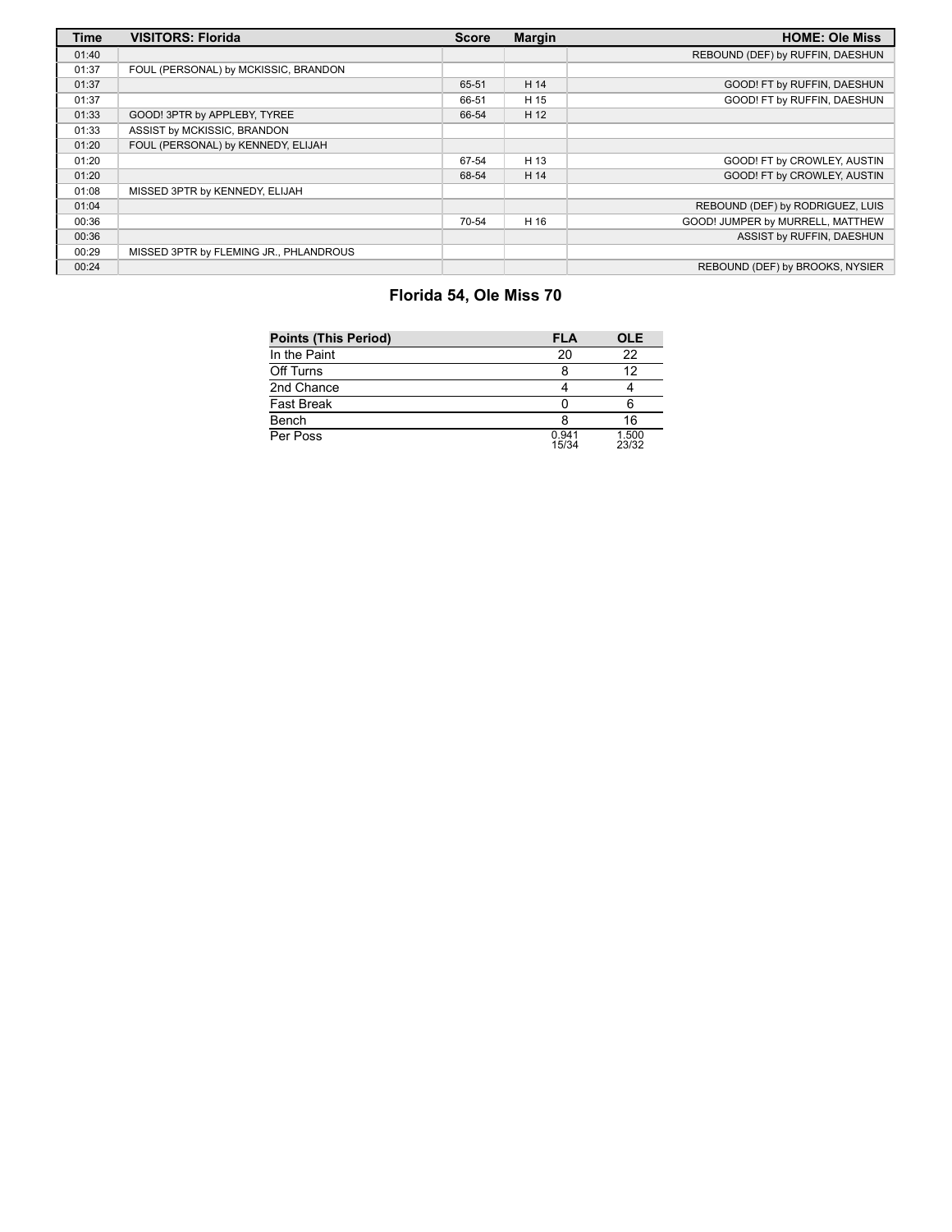| Time | VISITORS: Florida | Score | Margin | HOME: Ole Miss |
| --- | --- | --- | --- | --- |
| 01:40 | | | | REBOUND (DEF) by RUFFIN, DAESHUN |
| 01:37 | FOUL (PERSONAL) by MCKISSIC, BRANDON | | | |
| 01:37 | | 65-51 | H 14 | GOOD! FT by RUFFIN, DAESHUN |
| 01:37 | | 66-51 | H 15 | GOOD! FT by RUFFIN, DAESHUN |
| 01:33 | GOOD! 3PTR by APPLEBY, TYREE | 66-54 | H 12 | |
| 01:33 | ASSIST by MCKISSIC, BRANDON | | | |
| 01:20 | FOUL (PERSONAL) by KENNEDY, ELIJAH | | | |
| 01:20 | | 67-54 | H 13 | GOOD! FT by CROWLEY, AUSTIN |
| 01:20 | | 68-54 | H 14 | GOOD! FT by CROWLEY, AUSTIN |
| 01:08 | MISSED 3PTR by KENNEDY, ELIJAH | | | |
| 01:04 | | | | REBOUND (DEF) by RODRIGUEZ, LUIS |
| 00:36 | | 70-54 | H 16 | GOOD! JUMPER by MURRELL, MATTHEW |
| 00:36 | | | | ASSIST by RUFFIN, DAESHUN |
| 00:29 | MISSED 3PTR by FLEMING JR., PHLANDROUS | | | |
| 00:24 | | | | REBOUND (DEF) by BROOKS, NYSIER |

## Florida 54, Ole Miss 70

| Points (This Period) | FLA | OLE |
| --- | --- | --- |
| In the Paint | 20 | 22 |
| Off Turns | 8 | 12 |
| 2nd Chance | 4 | 4 |
| Fast Break | 0 | 6 |
| Bench | 8 | 16 |
| Per Poss | 0.941 15/34 | 1.500 23/32 |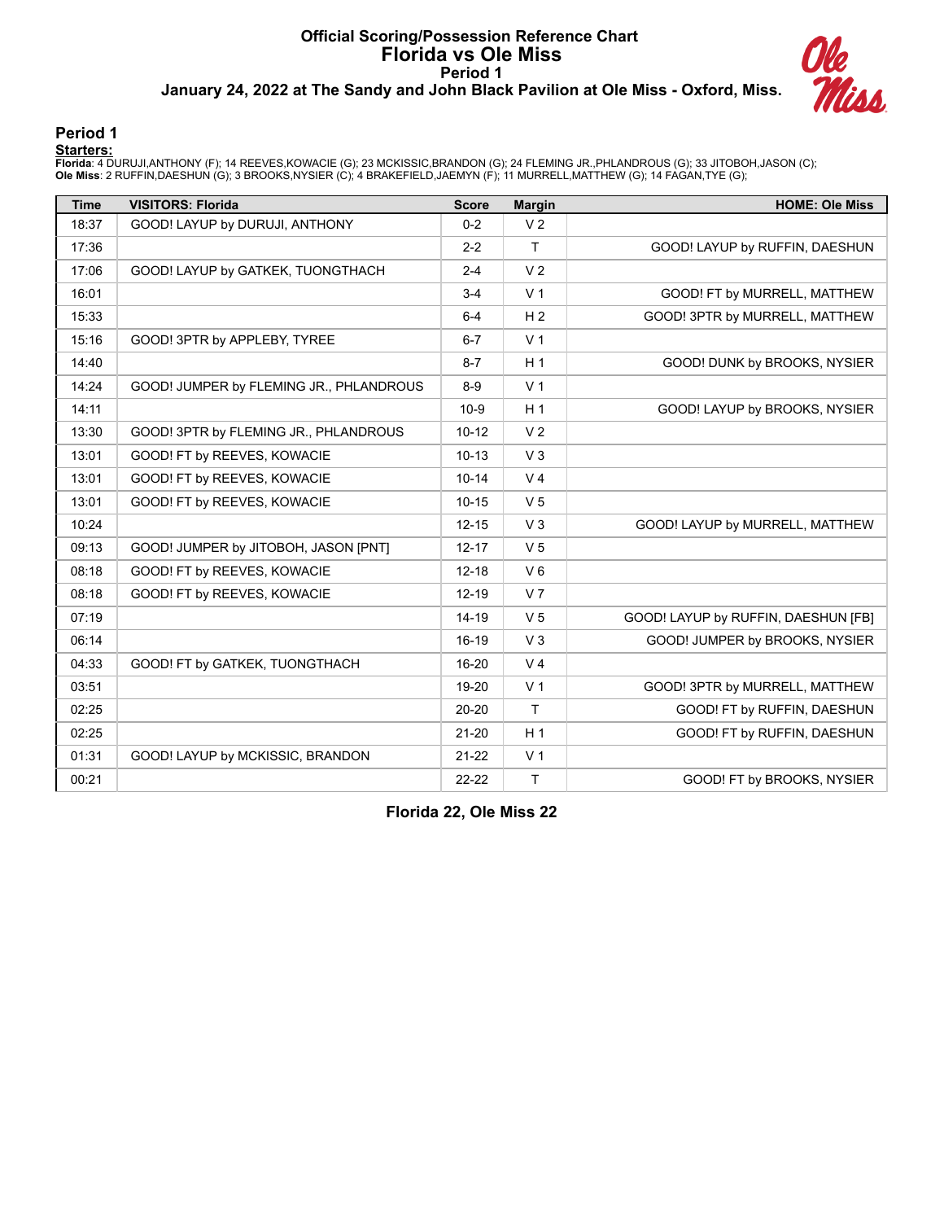# Official Scoring/Possession Reference Chart
## Florida vs Ole Miss
### Period 1
### January 24, 2022 at The Sandy and John Black Pavilion at Ole Miss - Oxford, Miss.

## Period 1

**Starters:**

**Florida**: 4 DURUJI,ANTHONY (F); 14 REEVES,KOWACIE (G); 23 MCKISSIC,BRANDON (G); 24 FLEMING JR.,PHLANDROUS (G); 33 JITOBOH,JASON (C);
**Ole Miss**: 2 RUFFIN,DAESHUN (G); 3 BROOKS,NYSIER (C); 4 BRAKEFIELD,JAEMYN (F); 11 MURRELL,MATTHEW (G); 14 FAGAN,TYE (G);

| Time | VISITORS: Florida | Score | Margin | HOME: Ole Miss |
|---|---|---|---|---|
| 18:37 | GOOD! LAYUP by DURUJI, ANTHONY | 0-2 | V 2 | |
| 17:36 | | 2-2 | T | GOOD! LAYUP by RUFFIN, DAESHUN |
| 17:06 | GOOD! LAYUP by GATKEK, TUONGTHACH | 2-4 | V 2 | |
| 16:01 | | 3-4 | V 1 | GOOD! FT by MURRELL, MATTHEW |
| 15:33 | | 6-4 | H 2 | GOOD! 3PTR by MURRELL, MATTHEW |
| 15:16 | GOOD! 3PTR by APPLEBY, TYREE | 6-7 | V 1 | |
| 14:40 | | 8-7 | H 1 | GOOD! DUNK by BROOKS, NYSIER |
| 14:24 | GOOD! JUMPER by FLEMING JR., PHLANDROUS | 8-9 | V 1 | |
| 14:11 | | 10-9 | H 1 | GOOD! LAYUP by BROOKS, NYSIER |
| 13:30 | GOOD! 3PTR by FLEMING JR., PHLANDROUS | 10-12 | V 2 | |
| 13:01 | GOOD! FT by REEVES, KOWACIE | 10-13 | V 3 | |
| 13:01 | GOOD! FT by REEVES, KOWACIE | 10-14 | V 4 | |
| 13:01 | GOOD! FT by REEVES, KOWACIE | 10-15 | V 5 | |
| 10:24 | | 12-15 | V 3 | GOOD! LAYUP by MURRELL, MATTHEW |
| 09:13 | GOOD! JUMPER by JITOBOH, JASON [PNT] | 12-17 | V 5 | |
| 08:18 | GOOD! FT by REEVES, KOWACIE | 12-18 | V 6 | |
| 08:18 | GOOD! FT by REEVES, KOWACIE | 12-19 | V 7 | |
| 07:19 | | 14-19 | V 5 | GOOD! LAYUP by RUFFIN, DAESHUN [FB] |
| 06:14 | | 16-19 | V 3 | GOOD! JUMPER by BROOKS, NYSIER |
| 04:33 | GOOD! FT by GATKEK, TUONGTHACH | 16-20 | V 4 | |
| 03:51 | | 19-20 | V 1 | GOOD! 3PTR by MURRELL, MATTHEW |
| 02:25 | | 20-20 | T | GOOD! FT by RUFFIN, DAESHUN |
| 02:25 | | 21-20 | H 1 | GOOD! FT by RUFFIN, DAESHUN |
| 01:31 | GOOD! LAYUP by MCKISSIC, BRANDON | 21-22 | V 1 | |
| 00:21 | | 22-22 | T | GOOD! FT by BROOKS, NYSIER |

**Florida 22, Ole Miss 22**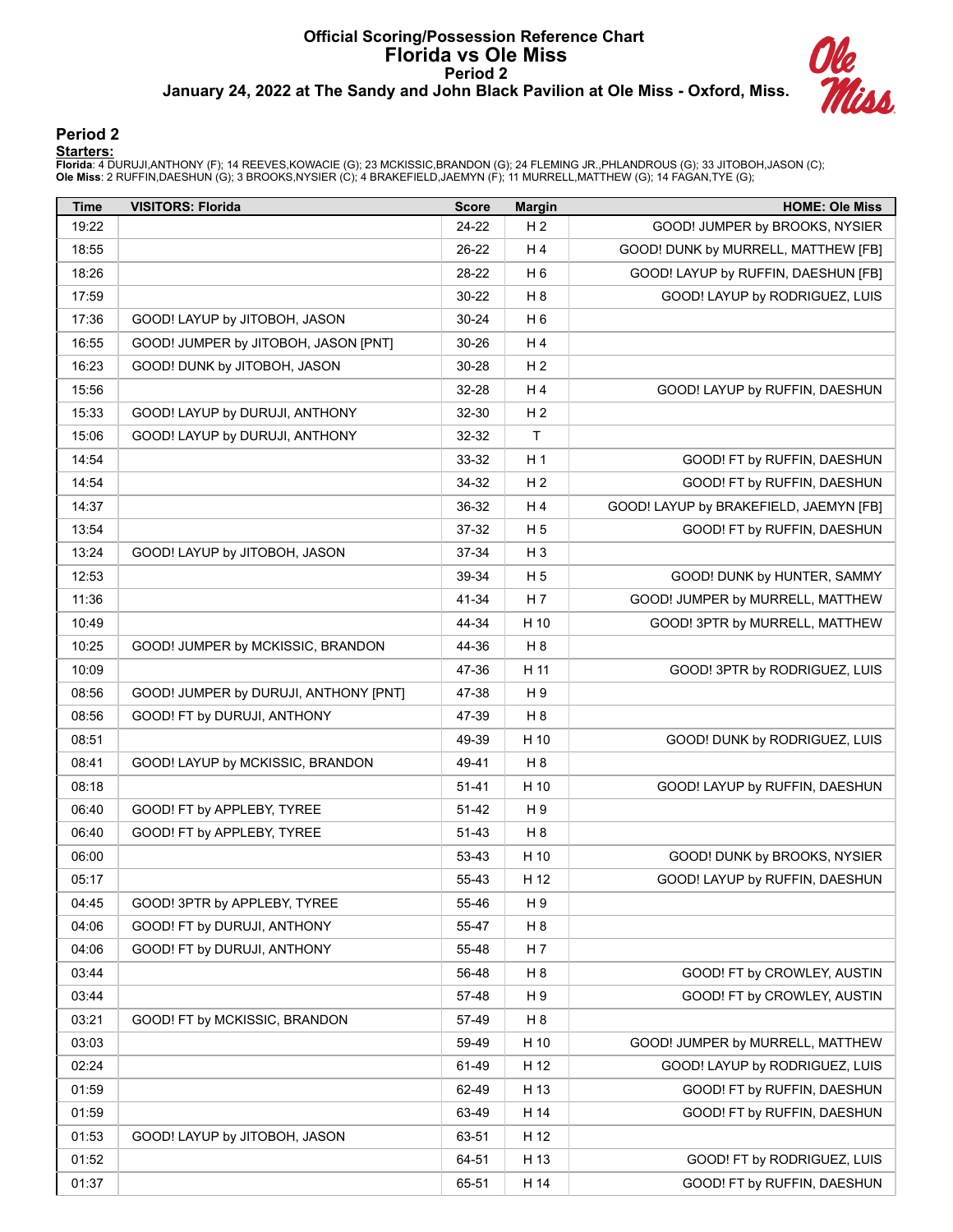# Official Scoring/Possession Reference Chart
# Florida vs Ole Miss
## Period 2
### January 24, 2022 at The Sandy and John Black Pavilion at Ole Miss - Oxford, Miss.

## Period 2

**Starters:**

**Florida**: 4 DURUJI,ANTHONY (F); 14 REEVES,KOWACIE (G); 23 MCKISSIC,BRANDON (G); 24 FLEMING JR.,PHLANDROUS (G); 33 JITOBOH,JASON (C);
**Ole Miss**: 2 RUFFIN,DAESHUN (G); 3 BROOKS,NYSIER (C); 4 BRAKEFIELD,JAEMYN (F); 11 MURRELL,MATTHEW (G); 14 FAGAN,TYE (G);

| Time | VISITORS: Florida | Score | Margin | HOME: Ole Miss |
|---|---|---|---|---|
| 19:22 | | 24-22 | H 2 | GOOD! JUMPER by BROOKS, NYSIER |
| 18:55 | | 26-22 | H 4 | GOOD! DUNK by MURRELL, MATTHEW [FB] |
| 18:26 | | 28-22 | H 6 | GOOD! LAYUP by RUFFIN, DAESHUN [FB] |
| 17:59 | | 30-22 | H 8 | GOOD! LAYUP by RODRIGUEZ, LUIS |
| 17:36 | GOOD! LAYUP by JITOBOH, JASON | 30-24 | H 6 | |
| 16:55 | GOOD! JUMPER by JITOBOH, JASON [PNT] | 30-26 | H 4 | |
| 16:23 | GOOD! DUNK by JITOBOH, JASON | 30-28 | H 2 | |
| 15:56 | | 32-28 | H 4 | GOOD! LAYUP by RUFFIN, DAESHUN |
| 15:33 | GOOD! LAYUP by DURUJI, ANTHONY | 32-30 | H 2 | |
| 15:06 | GOOD! LAYUP by DURUJI, ANTHONY | 32-32 | T | |
| 14:54 | | 33-32 | H 1 | GOOD! FT by RUFFIN, DAESHUN |
| 14:54 | | 34-32 | H 2 | GOOD! FT by RUFFIN, DAESHUN |
| 14:37 | | 36-32 | H 4 | GOOD! LAYUP by BRAKEFIELD, JAEMYN [FB] |
| 13:54 | | 37-32 | H 5 | GOOD! FT by RUFFIN, DAESHUN |
| 13:24 | GOOD! LAYUP by JITOBOH, JASON | 37-34 | H 3 | |
| 12:53 | | 39-34 | H 5 | GOOD! DUNK by HUNTER, SAMMY |
| 11:36 | | 41-34 | H 7 | GOOD! JUMPER by MURRELL, MATTHEW |
| 10:49 | | 44-34 | H 10 | GOOD! 3PTR by MURRELL, MATTHEW |
| 10:25 | GOOD! JUMPER by MCKISSIC, BRANDON | 44-36 | H 8 | |
| 10:09 | | 47-36 | H 11 | GOOD! 3PTR by RODRIGUEZ, LUIS |
| 08:56 | GOOD! JUMPER by DURUJI, ANTHONY [PNT] | 47-38 | H 9 | |
| 08:56 | GOOD! FT by DURUJI, ANTHONY | 47-39 | H 8 | |
| 08:51 | | 49-39 | H 10 | GOOD! DUNK by RODRIGUEZ, LUIS |
| 08:41 | GOOD! LAYUP by MCKISSIC, BRANDON | 49-41 | H 8 | |
| 08:18 | | 51-41 | H 10 | GOOD! LAYUP by RUFFIN, DAESHUN |
| 06:40 | GOOD! FT by APPLEBY, TYREE | 51-42 | H 9 | |
| 06:40 | GOOD! FT by APPLEBY, TYREE | 51-43 | H 8 | |
| 06:00 | | 53-43 | H 10 | GOOD! DUNK by BROOKS, NYSIER |
| 05:17 | | 55-43 | H 12 | GOOD! LAYUP by RUFFIN, DAESHUN |
| 04:45 | GOOD! 3PTR by APPLEBY, TYREE | 55-46 | H 9 | |
| 04:06 | GOOD! FT by DURUJI, ANTHONY | 55-47 | H 8 | |
| 04:06 | GOOD! FT by DURUJI, ANTHONY | 55-48 | H 7 | |
| 03:44 | | 56-48 | H 8 | GOOD! FT by CROWLEY, AUSTIN |
| 03:44 | | 57-48 | H 9 | GOOD! FT by CROWLEY, AUSTIN |
| 03:21 | GOOD! FT by MCKISSIC, BRANDON | 57-49 | H 8 | |
| 03:03 | | 59-49 | H 10 | GOOD! JUMPER by MURRELL, MATTHEW |
| 02:24 | | 61-49 | H 12 | GOOD! LAYUP by RODRIGUEZ, LUIS |
| 01:59 | | 62-49 | H 13 | GOOD! FT by RUFFIN, DAESHUN |
| 01:59 | | 63-49 | H 14 | GOOD! FT by RUFFIN, DAESHUN |
| 01:53 | GOOD! LAYUP by JITOBOH, JASON | 63-51 | H 12 | |
| 01:52 | | 64-51 | H 13 | GOOD! FT by RODRIGUEZ, LUIS |
| 01:37 | | 65-51 | H 14 | GOOD! FT by RUFFIN, DAESHUN |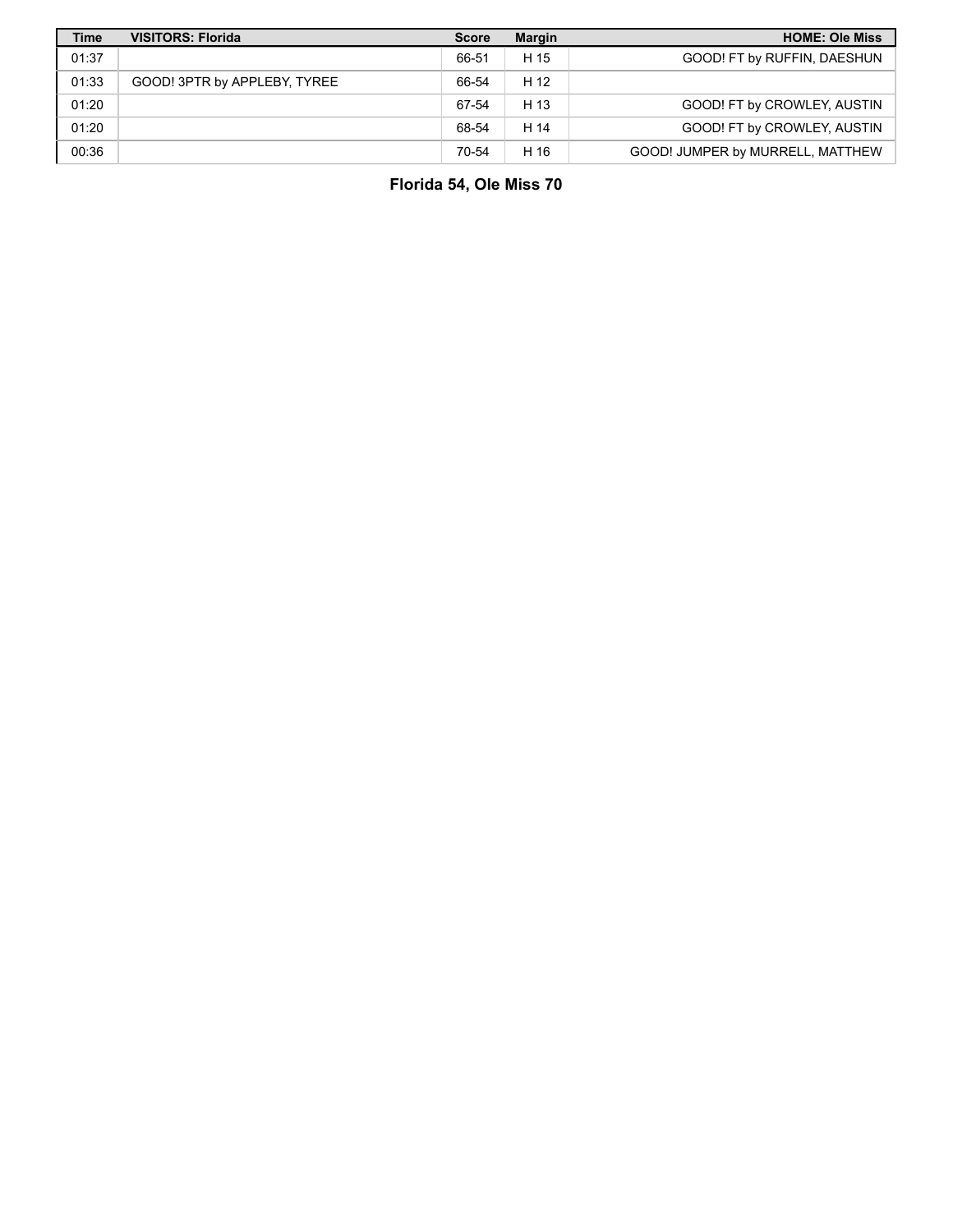| Time | VISITORS: Florida | Score | Margin | HOME: Ole Miss |
|---|---|---|---|---|
| 01:37 | | 66-51 | H 15 | GOOD! FT by RUFFIN, DAESHUN |
| 01:33 | GOOD! 3PTR by APPLEBY, TYREE | 66-54 | H 12 | |
| 01:20 | | 67-54 | H 13 | GOOD! FT by CROWLEY, AUSTIN |
| 01:20 | | 68-54 | H 14 | GOOD! FT by CROWLEY, AUSTIN |
| 00:36 | | 70-54 | H 16 | GOOD! JUMPER by MURRELL, MATTHEW |

**Florida 54, Ole Miss 70**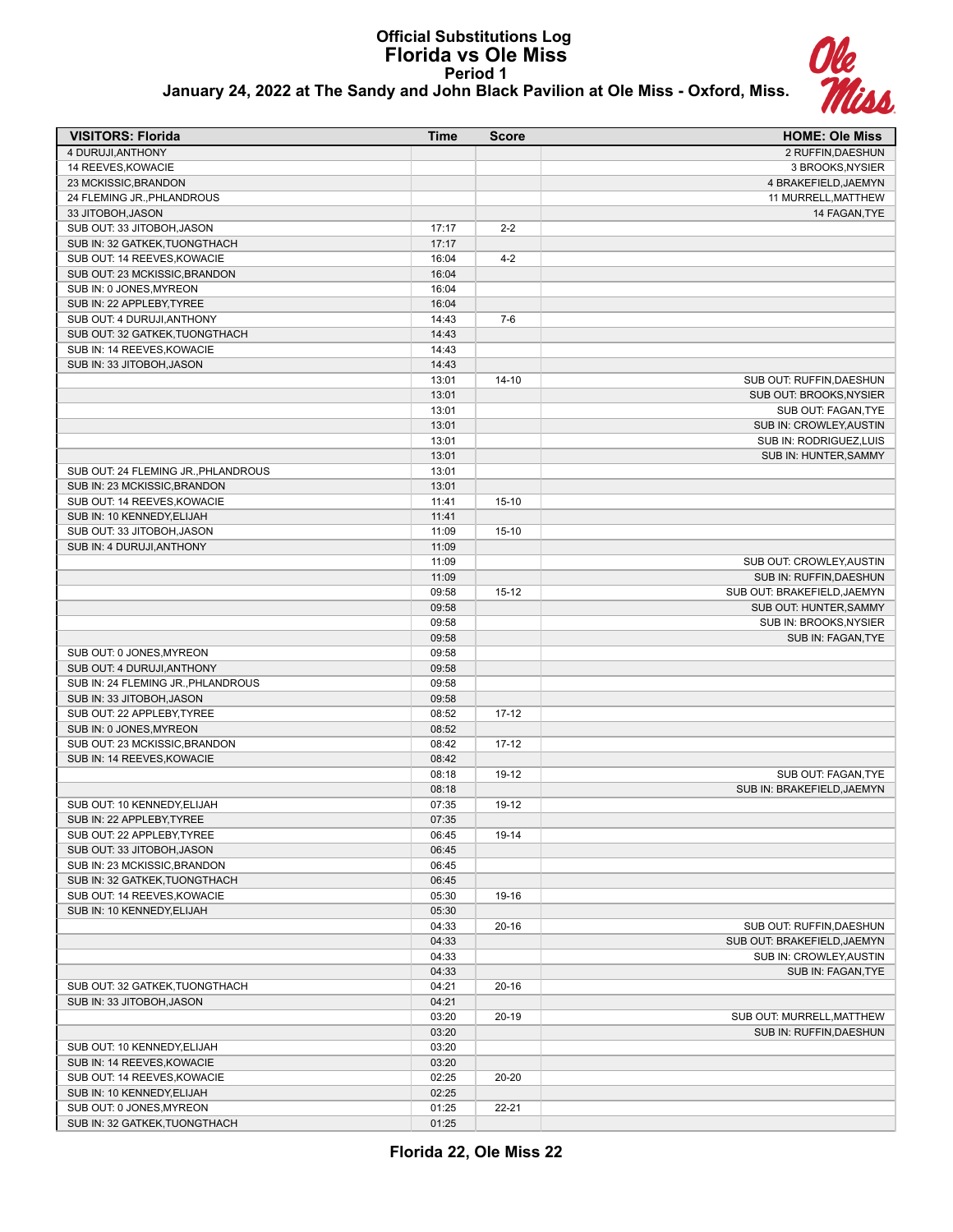# Official Substitutions Log
## Florida vs Ole Miss
### Period 1
### January 24, 2022 at The Sandy and John Black Pavilion at Ole Miss - Oxford, Miss.

| VISITORS: Florida | Time | Score | HOME: Ole Miss |
|---|---|---|---|
| 4 DURUJI,ANTHONY | | | 2 RUFFIN,DAESHUN |
| 14 REEVES,KOWACIE | | | 3 BROOKS,NYSIER |
| 23 MCKISSIC,BRANDON | | | 4 BRAKEFIELD,JAEMYN |
| 24 FLEMING JR.,PHLANDROUS | | | 11 MURRELL,MATTHEW |
| 33 JITOBOH,JASON | | | 14 FAGAN,TYE |
| SUB OUT: 33 JITOBOH,JASON | 17:17 | 2-2 | |
| SUB IN: 32 GATKEK,TUONGTHACH | 17:17 | | |
| SUB OUT: 14 REEVES,KOWACIE | 16:04 | 4-2 | |
| SUB OUT: 23 MCKISSIC,BRANDON | 16:04 | | |
| SUB IN: 0 JONES,MYREON | 16:04 | | |
| SUB IN: 22 APPLEBY,TYREE | 16:04 | | |
| SUB OUT: 4 DURUJI,ANTHONY | 14:43 | 7-6 | |
| SUB OUT: 32 GATKEK,TUONGTHACH | 14:43 | | |
| SUB IN: 14 REEVES,KOWACIE | 14:43 | | |
| SUB IN: 33 JITOBOH,JASON | 14:43 | | |
| | 13:01 | 14-10 | SUB OUT: RUFFIN,DAESHUN |
| | 13:01 | | SUB OUT: BROOKS,NYSIER |
| | 13:01 | | SUB OUT: FAGAN,TYE |
| | 13:01 | | SUB IN: CROWLEY,AUSTIN |
| | 13:01 | | SUB IN: RODRIGUEZ,LUIS |
| | 13:01 | | SUB IN: HUNTER,SAMMY |
| SUB OUT: 24 FLEMING JR.,PHLANDROUS | 13:01 | | |
| SUB IN: 23 MCKISSIC,BRANDON | 13:01 | | |
| SUB OUT: 14 REEVES,KOWACIE | 11:41 | 15-10 | |
| SUB IN: 10 KENNEDY,ELIJAH | 11:41 | | |
| SUB OUT: 33 JITOBOH,JASON | 11:09 | 15-10 | |
| SUB IN: 4 DURUJI,ANTHONY | 11:09 | | |
| | 11:09 | | SUB OUT: CROWLEY,AUSTIN |
| | 11:09 | | SUB IN: RUFFIN,DAESHUN |
| | 09:58 | 15-12 | SUB OUT: BRAKEFIELD,JAEMYN |
| | 09:58 | | SUB OUT: HUNTER,SAMMY |
| | 09:58 | | SUB IN: BROOKS,NYSIER |
| | 09:58 | | SUB IN: FAGAN,TYE |
| SUB OUT: 0 JONES,MYREON | 09:58 | | |
| SUB OUT: 4 DURUJI,ANTHONY | 09:58 | | |
| SUB IN: 24 FLEMING JR.,PHLANDROUS | 09:58 | | |
| SUB IN: 33 JITOBOH,JASON | 09:58 | | |
| SUB OUT: 22 APPLEBY,TYREE | 08:52 | 17-12 | |
| SUB IN: 0 JONES,MYREON | 08:52 | | |
| SUB OUT: 23 MCKISSIC,BRANDON | 08:42 | 17-12 | |
| SUB IN: 14 REEVES,KOWACIE | 08:42 | | |
| | 08:18 | 19-12 | SUB OUT: FAGAN,TYE |
| | 08:18 | | SUB IN: BRAKEFIELD,JAEMYN |
| SUB OUT: 10 KENNEDY,ELIJAH | 07:35 | 19-12 | |
| SUB IN: 22 APPLEBY,TYREE | 07:35 | | |
| SUB OUT: 22 APPLEBY,TYREE | 06:45 | 19-14 | |
| SUB OUT: 33 JITOBOH,JASON | 06:45 | | |
| SUB IN: 23 MCKISSIC,BRANDON | 06:45 | | |
| SUB IN: 32 GATKEK,TUONGTHACH | 06:45 | | |
| SUB OUT: 14 REEVES,KOWACIE | 05:30 | 19-16 | |
| SUB IN: 10 KENNEDY,ELIJAH | 05:30 | | |
| | 04:33 | 20-16 | SUB OUT: RUFFIN,DAESHUN |
| | 04:33 | | SUB OUT: BRAKEFIELD,JAEMYN |
| | 04:33 | | SUB IN: CROWLEY,AUSTIN |
| | 04:33 | | SUB IN: FAGAN,TYE |
| SUB OUT: 32 GATKEK,TUONGTHACH | 04:21 | 20-16 | |
| SUB IN: 33 JITOBOH,JASON | 04:21 | | |
| | 03:20 | 20-19 | SUB OUT: MURRELL,MATTHEW |
| | 03:20 | | SUB IN: RUFFIN,DAESHUN |
| SUB OUT: 10 KENNEDY,ELIJAH | 03:20 | | |
| SUB IN: 14 REEVES,KOWACIE | 03:20 | | |
| SUB OUT: 14 REEVES,KOWACIE | 02:25 | 20-20 | |
| SUB IN: 10 KENNEDY,ELIJAH | 02:25 | | |
| SUB OUT: 0 JONES,MYREON | 01:25 | 22-21 | |
| SUB IN: 32 GATKEK,TUONGTHACH | 01:25 | | |

**Florida 22, Ole Miss 22**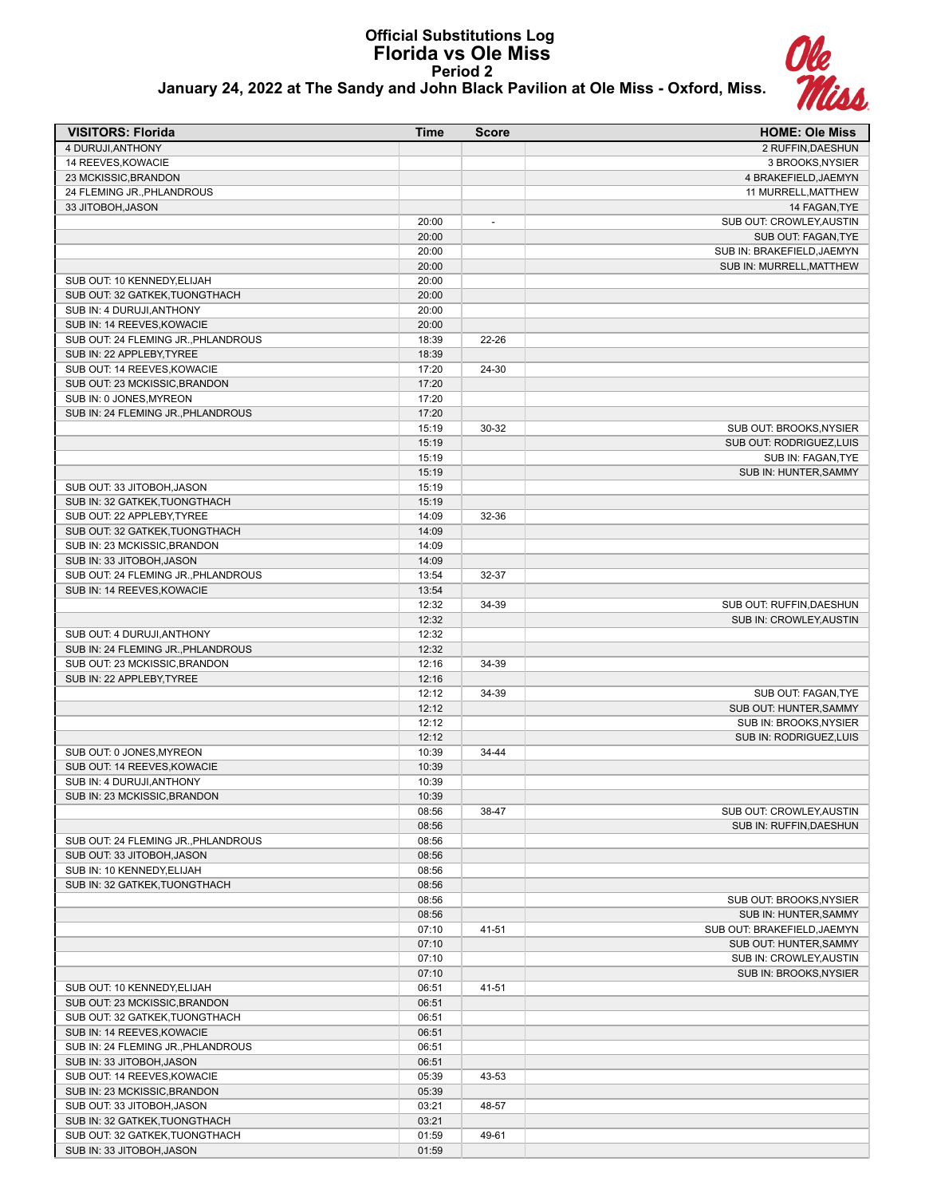# Official Substitutions Log
## Florida vs Ole Miss
### Period 2
### January 24, 2022 at The Sandy and John Black Pavilion at Ole Miss - Oxford, Miss.

| VISITORS: Florida | Time | Score | HOME: Ole Miss |
|---|---|---|---|
| 4 DURUJI,ANTHONY | | | 2 RUFFIN,DAESHUN |
| 14 REEVES,KOWACIE | | | 3 BROOKS,NYSIER |
| 23 MCKISSIC,BRANDON | | | 4 BRAKEFIELD,JAEMYN |
| 24 FLEMING JR.,PHLANDROUS | | | 11 MURRELL,MATTHEW |
| 33 JITOBOH,JASON | | | 14 FAGAN,TYE |
| | 20:00 | - | SUB OUT: CROWLEY,AUSTIN |
| | 20:00 | | SUB OUT: FAGAN,TYE |
| | 20:00 | | SUB IN: BRAKEFIELD,JAEMYN |
| | 20:00 | | SUB IN: MURRELL,MATTHEW |
| SUB OUT: 10 KENNEDY,ELIJAH | 20:00 | | |
| SUB OUT: 32 GATKEK,TUONGTHACH | 20:00 | | |
| SUB IN: 4 DURUJI,ANTHONY | 20:00 | | |
| SUB IN: 14 REEVES,KOWACIE | 20:00 | | |
| SUB OUT: 24 FLEMING JR.,PHLANDROUS | 18:39 | 22-26 | |
| SUB IN: 22 APPLEBY,TYREE | 18:39 | | |
| SUB OUT: 14 REEVES,KOWACIE | 17:20 | 24-30 | |
| SUB OUT: 23 MCKISSIC,BRANDON | 17:20 | | |
| SUB IN: 0 JONES,MYREON | 17:20 | | |
| SUB IN: 24 FLEMING JR.,PHLANDROUS | 17:20 | | |
| | 15:19 | 30-32 | SUB OUT: BROOKS,NYSIER |
| | 15:19 | | SUB OUT: RODRIGUEZ,LUIS |
| | 15:19 | | SUB IN: FAGAN,TYE |
| | 15:19 | | SUB IN: HUNTER,SAMMY |
| SUB OUT: 33 JITOBOH,JASON | 15:19 | | |
| SUB IN: 32 GATKEK,TUONGTHACH | 15:19 | | |
| SUB OUT: 22 APPLEBY,TYREE | 14:09 | 32-36 | |
| SUB OUT: 32 GATKEK,TUONGTHACH | 14:09 | | |
| SUB IN: 23 MCKISSIC,BRANDON | 14:09 | | |
| SUB IN: 33 JITOBOH,JASON | 14:09 | | |
| SUB OUT: 24 FLEMING JR.,PHLANDROUS | 13:54 | 32-37 | |
| SUB IN: 14 REEVES,KOWACIE | 13:54 | | |
| | 12:32 | 34-39 | SUB OUT: RUFFIN,DAESHUN |
| | 12:32 | | SUB IN: CROWLEY,AUSTIN |
| SUB OUT: 4 DURUJI,ANTHONY | 12:32 | | |
| SUB IN: 24 FLEMING JR.,PHLANDROUS | 12:32 | | |
| SUB OUT: 23 MCKISSIC,BRANDON | 12:16 | 34-39 | |
| SUB IN: 22 APPLEBY,TYREE | 12:16 | | |
| | 12:12 | 34-39 | SUB OUT: FAGAN,TYE |
| | 12:12 | | SUB OUT: HUNTER,SAMMY |
| | 12:12 | | SUB IN: BROOKS,NYSIER |
| | 12:12 | | SUB IN: RODRIGUEZ,LUIS |
| SUB OUT: 0 JONES,MYREON | 10:39 | 34-44 | |
| SUB OUT: 14 REEVES,KOWACIE | 10:39 | | |
| SUB IN: 4 DURUJI,ANTHONY | 10:39 | | |
| SUB IN: 23 MCKISSIC,BRANDON | 10:39 | | |
| | 08:56 | 38-47 | SUB OUT: CROWLEY,AUSTIN |
| | 08:56 | | SUB IN: RUFFIN,DAESHUN |
| SUB OUT: 24 FLEMING JR.,PHLANDROUS | 08:56 | | |
| SUB OUT: 33 JITOBOH,JASON | 08:56 | | |
| SUB IN: 10 KENNEDY,ELIJAH | 08:56 | | |
| SUB IN: 32 GATKEK,TUONGTHACH | 08:56 | | |
| | 08:56 | | SUB OUT: BROOKS,NYSIER |
| | 08:56 | | SUB IN: HUNTER,SAMMY |
| | 07:10 | 41-51 | SUB OUT: BRAKEFIELD,JAEMYN |
| | 07:10 | | SUB OUT: HUNTER,SAMMY |
| | 07:10 | | SUB IN: CROWLEY,AUSTIN |
| | 07:10 | | SUB IN: BROOKS,NYSIER |
| SUB OUT: 10 KENNEDY,ELIJAH | 06:51 | 41-51 | |
| SUB OUT: 23 MCKISSIC,BRANDON | 06:51 | | |
| SUB OUT: 32 GATKEK,TUONGTHACH | 06:51 | | |
| SUB IN: 14 REEVES,KOWACIE | 06:51 | | |
| SUB IN: 24 FLEMING JR.,PHLANDROUS | 06:51 | | |
| SUB IN: 33 JITOBOH,JASON | 06:51 | | |
| SUB OUT: 14 REEVES,KOWACIE | 05:39 | 43-53 | |
| SUB IN: 23 MCKISSIC,BRANDON | 05:39 | | |
| SUB OUT: 33 JITOBOH,JASON | 03:21 | 48-57 | |
| SUB IN: 32 GATKEK,TUONGTHACH | 03:21 | | |
| SUB OUT: 32 GATKEK,TUONGTHACH | 01:59 | 49-61 | |
| SUB IN: 33 JITOBOH,JASON | 01:59 | | |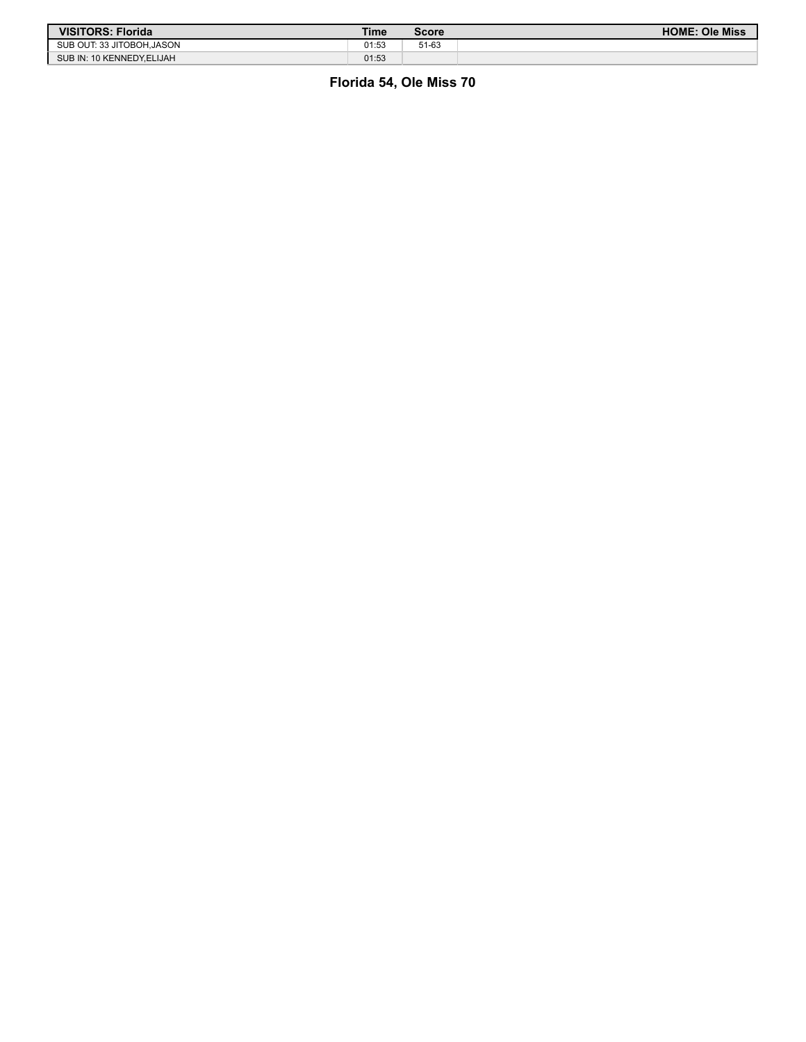| VISITORS: Florida | Time | Score | HOME: Ole Miss |
| --- | --- | --- | --- |
| SUB OUT: 33 JITOBOH,JASON | 01:53 | 51-63 | |
| SUB IN: 10 KENNEDY,ELIJAH | 01:53 | | |

**Florida 54, Ole Miss 70**